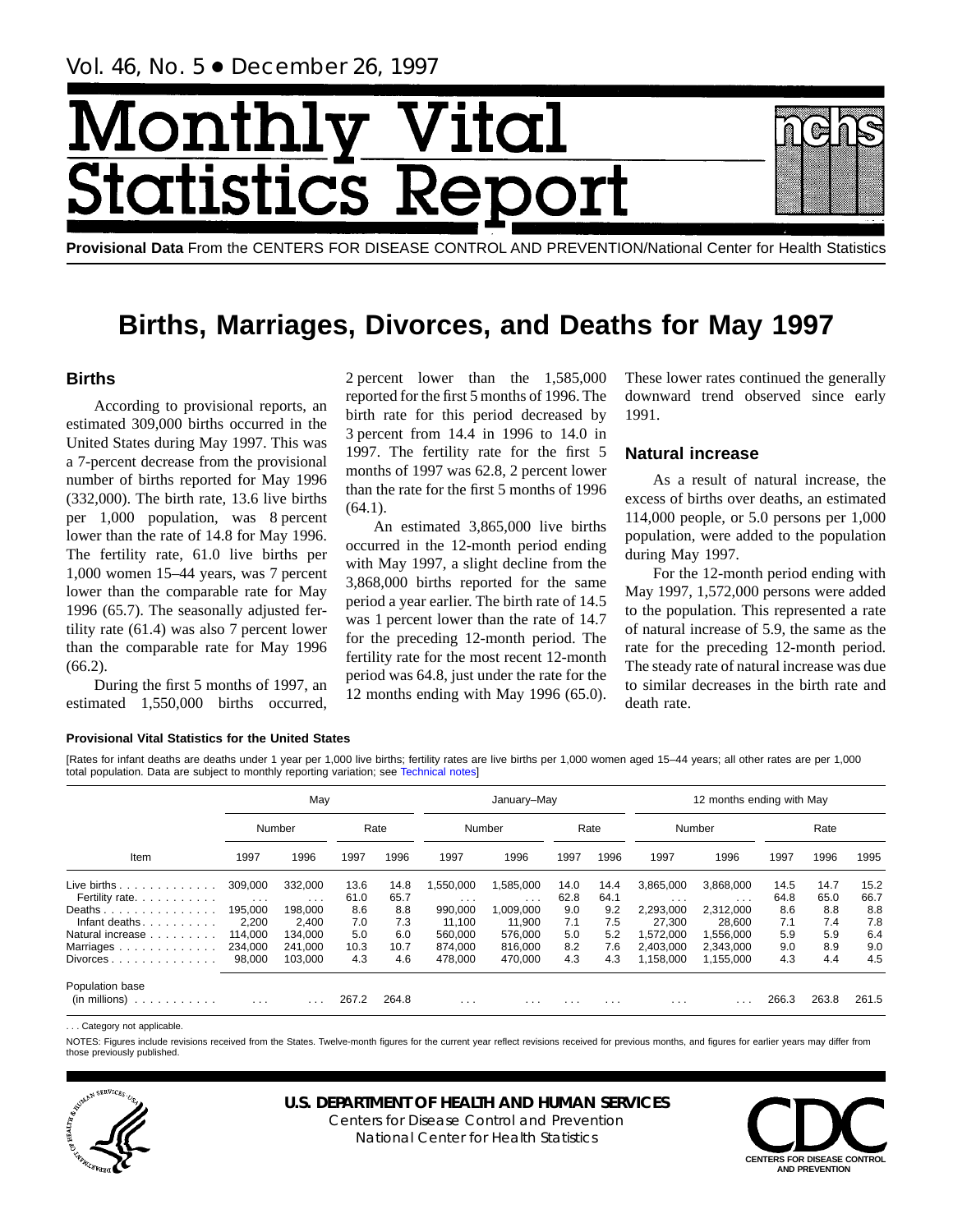Vol. 46, No. 5 • December 26, 1997

# Monthly Vital Statistics Report

**Provisional Data** From the CENTERS FOR DISEASE CONTROL AND PREVENTION/National Center for Health Statistics

# Births, Marriages, Divorces, and Deaths for May 1997

## Births

According to provisional reports, an estimated 309,000 births occurred in the United States during May 1997. This was a 7-percent decrease from the provisional number of births reported for May 1996 (332,000). The birth rate, 13.6 live births per 1,000 population, was 8 percent lower than the rate of 14.8 for May 1996. The fertility rate, 61.0 live births per 1,000 women 15–44 years, was 7 percent lower than the comparable rate for May 1996 (65.7). The seasonally adjusted fertility rate (61.4) was also 7 percent lower than the comparable rate for May 1996 (66.2).

During the first 5 months of 1997, an estimated 1,550,000 births occurred, 2 percent lower than the 1,585,000 reported for the first 5 months of 1996. The birth rate for this period decreased by 3 percent from 14.4 in 1996 to 14.0 in 1997. The fertility rate for the first 5 months of 1997 was 62.8, 2 percent lower than the rate for the first 5 months of 1996 (64.1).

An estimated 3,865,000 live births occurred in the 12-month period ending with May 1997, a slight decline from the 3,868,000 births reported for the same period a year earlier. The birth rate of 14.5 was 1 percent lower than the rate of 14.7 for the preceding 12-month period. The fertility rate for the most recent 12-month period was 64.8, just under the rate for the 12 months ending with May 1996 (65.0). These lower rates continued the generally downward trend observed since early 1991.

## Natural increase

As a result of natural increase, the excess of births over deaths, an estimated 114,000 people, or 5.0 persons per 1,000 population, were added to the population during May 1997.

For the 12-month period ending with May 1997, 1,572,000 persons were added to the population. This represented a rate of natural increase of 5.9, the same as the rate for the preceding 12-month period. The steady rate of natural increase was due to similar decreases in the birth rate and death rate.

**Provisional Vital Statistics for the United States**

[Rates for infant deaths are deaths under 1 year per 1,000 live births; fertility rates are live births per 1,000 women aged 15–44 years; all other rates are per 1,000 total population. Data are subject to monthly reporting variation; see Technical notes]

| Item | May | | | | January–May | | | | 12 months ending with May | | | | |
|---|---|---|---|---|---|---|---|---|---|---|---|---|---|
| | Number | | Rate | | Number | | Rate | | Number | | Rate | | |
| | 1997 | 1996 | 1997 | 1996 | 1997 | 1996 | 1997 | 1996 | 1997 | 1996 | 1997 | 1996 | 1995 |
| Live births | 309,000 | 332,000 | 13.6 | 14.8 | 1,550,000 | 1,585,000 | 14.0 | 14.4 | 3,865,000 | 3,868,000 | 14.5 | 14.7 | 15.2 |
| Fertility rate | . . . | . . . | 61.0 | 65.7 | . . . | . . . | 62.8 | 64.1 | . . . | . . . | 64.8 | 65.0 | 66.7 |
| Deaths | 195,000 | 198,000 | 8.6 | 8.8 | 990,000 | 1,009,000 | 9.0 | 9.2 | 2,293,000 | 2,312,000 | 8.6 | 8.8 | 8.8 |
| Infant deaths | 2,200 | 2,400 | 7.0 | 7.3 | 11,100 | 11,900 | 7.1 | 7.5 | 27,300 | 28,600 | 7.1 | 7.4 | 7.8 |
| Natural increase | 114,000 | 134,000 | 5.0 | 6.0 | 560,000 | 576,000 | 5.0 | 5.2 | 1,572,000 | 1,556,000 | 5.9 | 5.9 | 6.4 |
| Marriages | 234,000 | 241,000 | 10.3 | 10.7 | 874,000 | 816,000 | 8.2 | 7.6 | 2,403,000 | 2,343,000 | 9.0 | 8.9 | 9.0 |
| Divorces | 98,000 | 103,000 | 4.3 | 4.6 | 478,000 | 470,000 | 4.3 | 4.3 | 1,158,000 | 1,155,000 | 4.3 | 4.4 | 4.5 |
| Population base (in millions) | . . . | . . . | 267.2 | 264.8 | . . . | . . . | . . . | . . . | . . . | . . . | 266.3 | 263.8 | 261.5 |

. . . Category not applicable.

NOTES: Figures include revisions received from the States. Twelve-month figures for the current year reflect revisions received for previous months, and figures for earlier years may differ from those previously published.

**U.S. DEPARTMENT OF HEALTH AND HUMAN SERVICES**
Centers for Disease Control and Prevention
National Center for Health Statistics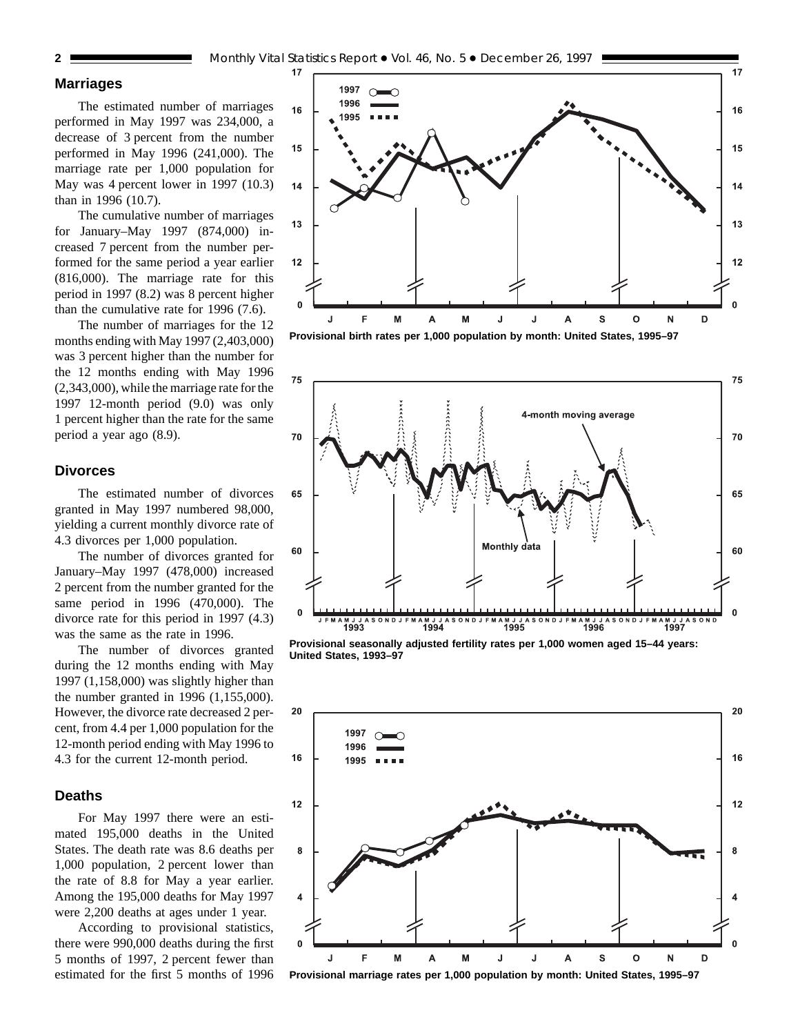## Marriages

The estimated number of marriages performed in May 1997 was 234,000, a decrease of 3 percent from the number performed in May 1996 (241,000). The marriage rate per 1,000 population for May was 4 percent lower in 1997 (10.3) than in 1996 (10.7).

The cumulative number of marriages for January–May 1997 (874,000) increased 7 percent from the number performed for the same period a year earlier (816,000). The marriage rate for this period in 1997 (8.2) was 8 percent higher than the cumulative rate for 1996 (7.6).

The number of marriages for the 12 months ending with May 1997 (2,403,000) was 3 percent higher than the number for the 12 months ending with May 1996 (2,343,000), while the marriage rate for the 1997 12-month period (9.0) was only 1 percent higher than the rate for the same period a year ago (8.9).

## Divorces

The estimated number of divorces granted in May 1997 numbered 98,000, yielding a current monthly divorce rate of 4.3 divorces per 1,000 population.

The number of divorces granted for January–May 1997 (478,000) increased 2 percent from the number granted for the same period in 1996 (470,000). The divorce rate for this period in 1997 (4.3) was the same as the rate in 1996.

The number of divorces granted during the 12 months ending with May 1997 (1,158,000) was slightly higher than the number granted in 1996 (1,155,000). However, the divorce rate decreased 2 percent, from 4.4 per 1,000 population for the 12-month period ending with May 1996 to 4.3 for the current 12-month period.

## Deaths

For May 1997 there were an estimated 195,000 deaths in the United States. The death rate was 8.6 deaths per 1,000 population, 2 percent lower than the rate of 8.8 for May a year earlier. Among the 195,000 deaths for May 1997 were 2,200 deaths at ages under 1 year.

According to provisional statistics, there were 990,000 deaths during the first 5 months of 1997, 2 percent fewer than estimated for the first 5 months of 1996

**Provisional birth rates per 1,000 population by month: United States, 1995–97**

**Provisional seasonally adjusted fertility rates per 1,000 women aged 15–44 years: United States, 1993–97**

**Provisional marriage rates per 1,000 population by month: United States, 1995–97**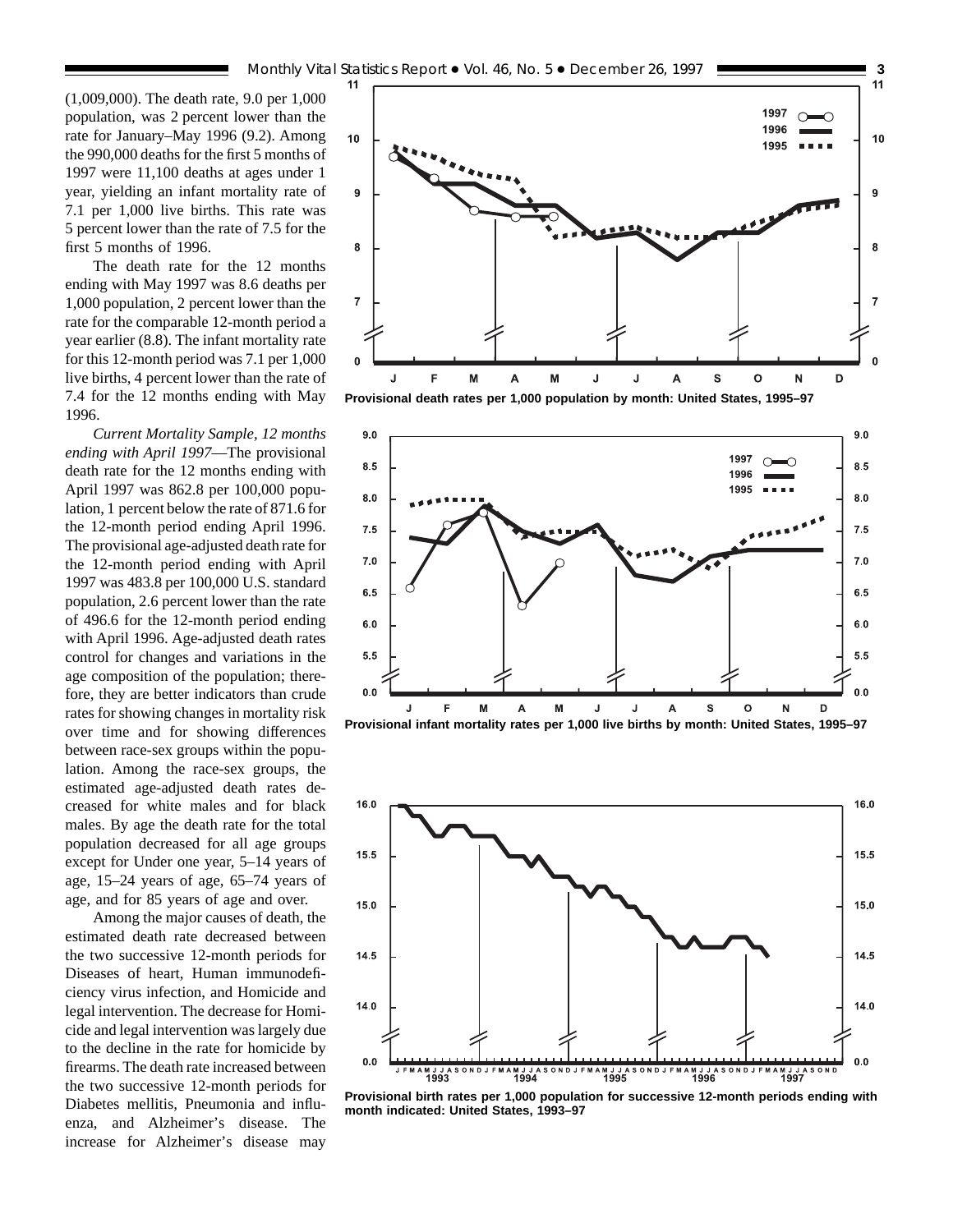(1,009,000). The death rate, 9.0 per 1,000 population, was 2 percent lower than the rate for January–May 1996 (9.2). Among the 990,000 deaths for the first 5 months of 1997 were 11,100 deaths at ages under 1 year, yielding an infant mortality rate of 7.1 per 1,000 live births. This rate was 5 percent lower than the rate of 7.5 for the first 5 months of 1996.

The death rate for the 12 months ending with May 1997 was 8.6 deaths per 1,000 population, 2 percent lower than the rate for the comparable 12-month period a year earlier (8.8). The infant mortality rate for this 12-month period was 7.1 per 1,000 live births, 4 percent lower than the rate of 7.4 for the 12 months ending with May 1996.

*Current Mortality Sample, 12 months ending with April 1997*—The provisional death rate for the 12 months ending with April 1997 was 862.8 per 100,000 population, 1 percent below the rate of 871.6 for the 12-month period ending April 1996. The provisional age-adjusted death rate for the 12-month period ending with April 1997 was 483.8 per 100,000 U.S. standard population, 2.6 percent lower than the rate of 496.6 for the 12-month period ending with April 1996. Age-adjusted death rates control for changes and variations in the age composition of the population; therefore, they are better indicators than crude rates for showing changes in mortality risk over time and for showing differences between race-sex groups within the population. Among the race-sex groups, the estimated age-adjusted death rates decreased for white males and for black males. By age the death rate for the total population decreased for all age groups except for Under one year, 5–14 years of age, 15–24 years of age, 65–74 years of age, and for 85 years of age and over.

Among the major causes of death, the estimated death rate decreased between the two successive 12-month periods for Diseases of heart, Human immunodeficiency virus infection, and Homicide and legal intervention. The decrease for Homicide and legal intervention was largely due to the decline in the rate for homicide by firearms. The death rate increased between the two successive 12-month periods for Diabetes mellitis, Pneumonia and influenza, and Alzheimer's disease. The increase for Alzheimer's disease may

**Provisional death rates per 1,000 population by month: United States, 1995–97**

**Provisional infant mortality rates per 1,000 live births by month: United States, 1995–97**

**Provisional birth rates per 1,000 population for successive 12-month periods ending with month indicated: United States, 1993–97**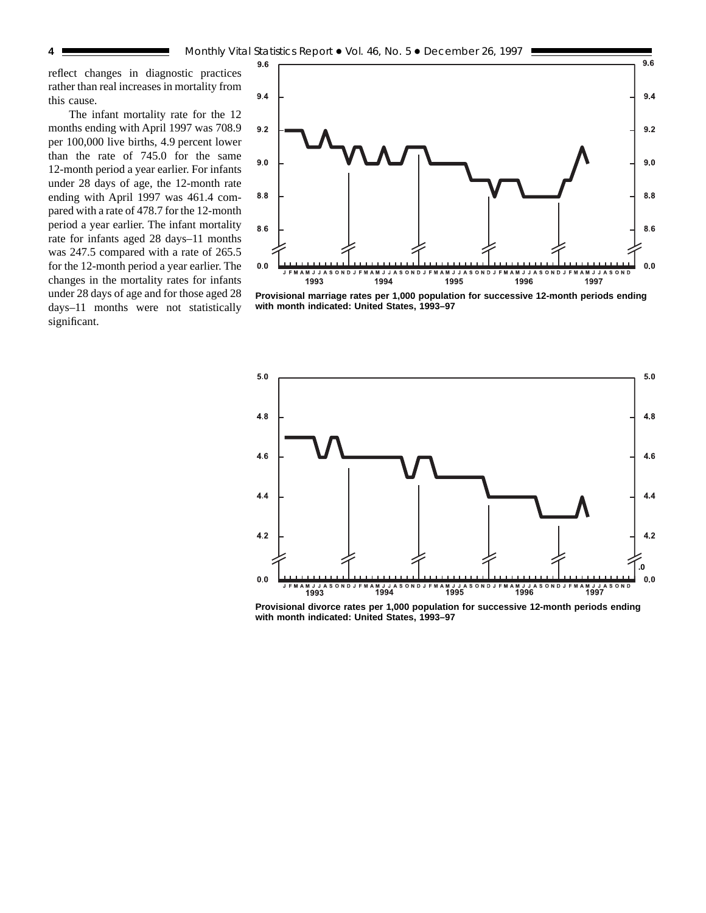reflect changes in diagnostic practices rather than real increases in mortality from this cause.

The infant mortality rate for the 12 months ending with April 1997 was 708.9 per 100,000 live births, 4.9 percent lower than the rate of 745.0 for the same 12-month period a year earlier. For infants under 28 days of age, the 12-month rate ending with April 1997 was 461.4 compared with a rate of 478.7 for the 12-month period a year earlier. The infant mortality rate for infants aged 28 days–11 months was 247.5 compared with a rate of 265.5 for the 12-month period a year earlier. The changes in the mortality rates for infants under 28 days of age and for those aged 28 days–11 months were not statistically significant.

**Provisional marriage rates per 1,000 population for successive 12-month periods ending with month indicated: United States, 1993–97**

**Provisional divorce rates per 1,000 population for successive 12-month periods ending with month indicated: United States, 1993–97**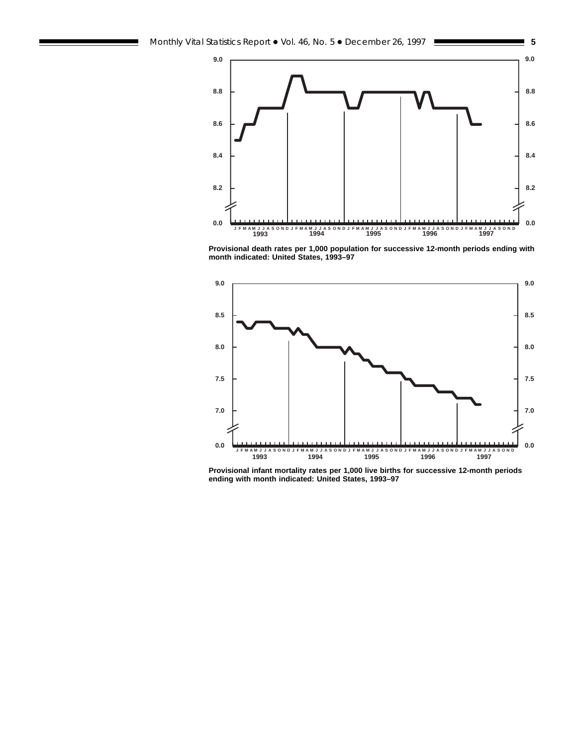Provisional death rates per 1,000 population for successive 12-month periods ending with month indicated: United States, 1993–97

Provisional infant mortality rates per 1,000 live births for successive 12-month periods ending with month indicated: United States, 1993–97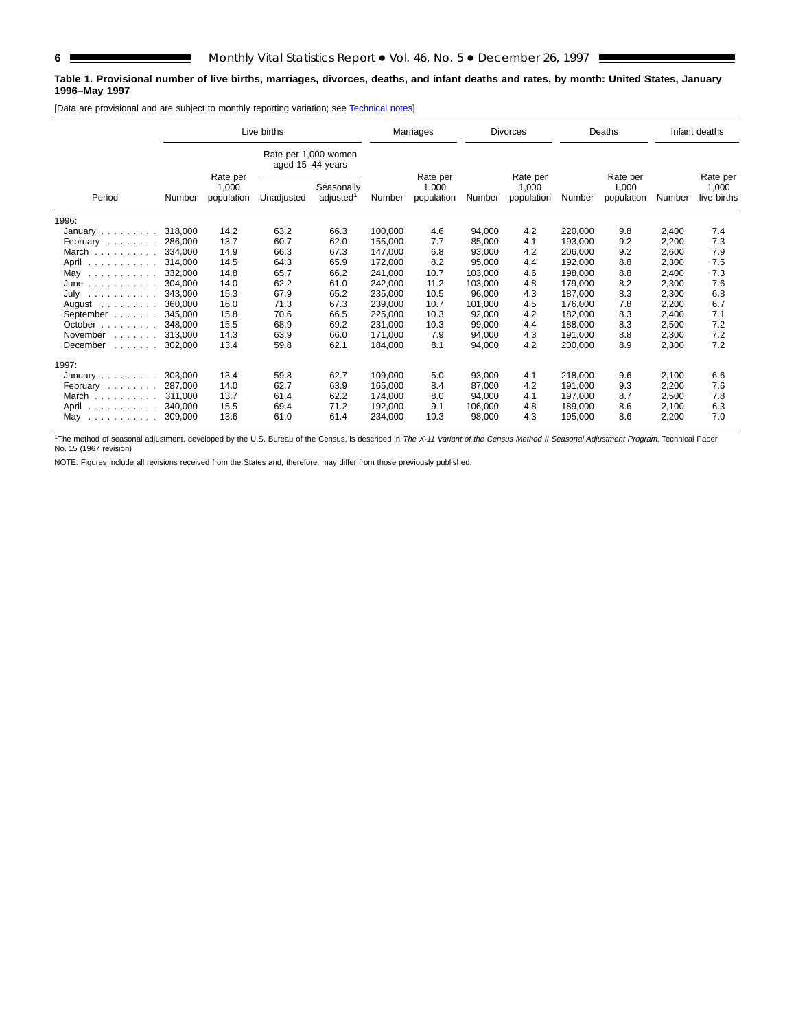**Table 1. Provisional number of live births, marriages, divorces, deaths, and infant deaths and rates, by month: United States, January 1996–May 1997**

[Data are provisional and are subject to monthly reporting variation; see Technical notes]

| Period | Live births | | | | Marriages | | Divorces | | Deaths | | Infant deaths | |
|---|---|---|---|---|---|---|---|---|---|---|---|---|
| | | | Rate per 1,000 women aged 15–44 years | | | | | | | | | |
| | Number | Rate per 1,000 population | Unadjusted | Seasonally adjusted[1] | Number | Rate per 1,000 population | Number | Rate per 1,000 population | Number | Rate per 1,000 population | Number | Rate per 1,000 live births |
| **1996:** | | | | | | | | | | | | |
| January | 318,000 | 14.2 | 63.2 | 66.3 | 100,000 | 4.6 | 94,000 | 4.2 | 220,000 | 9.8 | 2,400 | 7.4 |
| February | 286,000 | 13.7 | 60.7 | 62.0 | 155,000 | 7.7 | 85,000 | 4.1 | 193,000 | 9.2 | 2,200 | 7.3 |
| March | 334,000 | 14.9 | 66.3 | 67.3 | 147,000 | 6.8 | 93,000 | 4.2 | 206,000 | 9.2 | 2,600 | 7.9 |
| April | 314,000 | 14.5 | 64.3 | 65.9 | 172,000 | 8.2 | 95,000 | 4.4 | 192,000 | 8.8 | 2,300 | 7.5 |
| May | 332,000 | 14.8 | 65.7 | 66.2 | 241,000 | 10.7 | 103,000 | 4.6 | 198,000 | 8.8 | 2,400 | 7.3 |
| June | 304,000 | 14.0 | 62.2 | 61.0 | 242,000 | 11.2 | 103,000 | 4.8 | 179,000 | 8.2 | 2,300 | 7.6 |
| July | 343,000 | 15.3 | 67.9 | 65.2 | 235,000 | 10.5 | 96,000 | 4.3 | 187,000 | 8.3 | 2,300 | 6.8 |
| August | 360,000 | 16.0 | 71.3 | 67.3 | 239,000 | 10.7 | 101,000 | 4.5 | 176,000 | 7.8 | 2,200 | 6.7 |
| September | 345,000 | 15.8 | 70.6 | 66.5 | 225,000 | 10.3 | 92,000 | 4.2 | 182,000 | 8.3 | 2,400 | 7.1 |
| October | 348,000 | 15.5 | 68.9 | 69.2 | 231,000 | 10.3 | 99,000 | 4.4 | 188,000 | 8.3 | 2,500 | 7.2 |
| November | 313,000 | 14.3 | 63.9 | 66.0 | 171,000 | 7.9 | 94,000 | 4.3 | 191,000 | 8.8 | 2,300 | 7.2 |
| December | 302,000 | 13.4 | 59.8 | 62.1 | 184,000 | 8.1 | 94,000 | 4.2 | 200,000 | 8.9 | 2,300 | 7.2 |
| **1997:** | | | | | | | | | | | | |
| January | 303,000 | 13.4 | 59.8 | 62.7 | 109,000 | 5.0 | 93,000 | 4.1 | 218,000 | 9.6 | 2,100 | 6.6 |
| February | 287,000 | 14.0 | 62.7 | 63.9 | 165,000 | 8.4 | 87,000 | 4.2 | 191,000 | 9.3 | 2,200 | 7.6 |
| March | 311,000 | 13.7 | 61.4 | 62.2 | 174,000 | 8.0 | 94,000 | 4.1 | 197,000 | 8.7 | 2,500 | 7.8 |
| April | 340,000 | 15.5 | 69.4 | 71.2 | 192,000 | 9.1 | 106,000 | 4.8 | 189,000 | 8.6 | 2,100 | 6.3 |
| May | 309,000 | 13.6 | 61.0 | 61.4 | 234,000 | 10.3 | 98,000 | 4.3 | 195,000 | 8.6 | 2,200 | 7.0 |

[1]The method of seasonal adjustment, developed by the U.S. Bureau of the Census, is described in *The X-11 Variant of the Census Method II Seasonal Adjustment Program*, Technical Paper No. 15 (1967 revision)

NOTE: Figures include all revisions received from the States and, therefore, may differ from those previously published.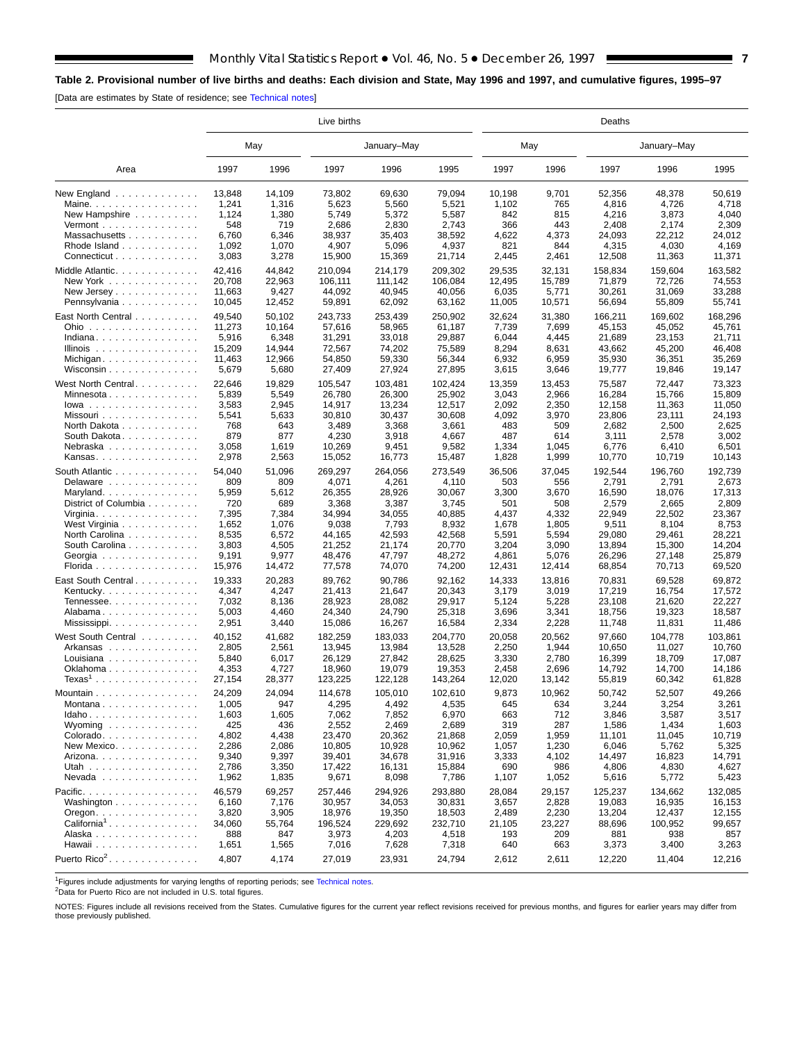## Table 2. Provisional number of live births and deaths: Each division and State, May 1996 and 1997, and cumulative figures, 1995–97

[Data are estimates by State of residence; see Technical notes]

| Area | Live births | | | | | Deaths | | | | |
|---|---|---|---|---|---|---|---|---|---|---|
| | May | | January–May | | | May | | January–May | | |
| | 1997 | 1996 | 1997 | 1996 | 1995 | 1997 | 1996 | 1997 | 1996 | 1995 |
| New England | 13,848 | 14,109 | 73,802 | 69,630 | 79,094 | 10,198 | 9,701 | 52,356 | 48,378 | 50,619 |
| Maine | 1,241 | 1,316 | 5,623 | 5,560 | 5,521 | 1,102 | 765 | 4,816 | 4,726 | 4,718 |
| New Hampshire | 1,124 | 1,380 | 5,749 | 5,372 | 5,587 | 842 | 815 | 4,216 | 3,873 | 4,040 |
| Vermont | 548 | 719 | 2,686 | 2,830 | 2,743 | 366 | 443 | 2,408 | 2,174 | 2,309 |
| Massachusetts | 6,760 | 6,346 | 38,937 | 35,403 | 38,592 | 4,622 | 4,373 | 24,093 | 22,212 | 24,012 |
| Rhode Island | 1,092 | 1,070 | 4,907 | 5,096 | 4,937 | 821 | 844 | 4,315 | 4,030 | 4,169 |
| Connecticut | 3,083 | 3,278 | 15,900 | 15,369 | 21,714 | 2,445 | 2,461 | 12,508 | 11,363 | 11,371 |
| Middle Atlantic | 42,416 | 44,842 | 210,094 | 214,179 | 209,302 | 29,535 | 32,131 | 158,834 | 159,604 | 163,582 |
| New York | 20,708 | 22,963 | 106,111 | 111,142 | 106,084 | 12,495 | 15,789 | 71,879 | 72,726 | 74,553 |
| New Jersey | 11,663 | 9,427 | 44,092 | 40,945 | 40,056 | 6,035 | 5,771 | 30,261 | 31,069 | 33,288 |
| Pennsylvania | 10,045 | 12,452 | 59,891 | 62,092 | 63,162 | 11,005 | 10,571 | 56,694 | 55,809 | 55,741 |
| East North Central | 49,540 | 50,102 | 243,733 | 253,439 | 250,902 | 32,624 | 31,380 | 166,211 | 169,602 | 168,296 |
| Ohio | 11,273 | 10,164 | 57,616 | 58,965 | 61,187 | 7,739 | 7,699 | 45,153 | 45,052 | 45,761 |
| Indiana | 5,916 | 6,348 | 31,291 | 33,018 | 29,887 | 6,044 | 4,445 | 21,689 | 23,153 | 21,711 |
| Illinois | 15,209 | 14,944 | 72,567 | 74,202 | 75,589 | 8,294 | 8,631 | 43,662 | 45,200 | 46,408 |
| Michigan | 11,463 | 12,966 | 54,850 | 59,330 | 56,344 | 6,932 | 6,959 | 35,930 | 36,351 | 35,269 |
| Wisconsin | 5,679 | 5,680 | 27,409 | 27,924 | 27,895 | 3,615 | 3,646 | 19,777 | 19,846 | 19,147 |
| West North Central | 22,646 | 19,829 | 105,547 | 103,481 | 102,424 | 13,359 | 13,453 | 75,587 | 72,447 | 73,323 |
| Minnesota | 5,839 | 5,549 | 26,780 | 26,300 | 25,902 | 3,043 | 2,966 | 16,284 | 15,766 | 15,809 |
| Iowa | 3,583 | 2,945 | 14,917 | 13,234 | 12,517 | 2,092 | 2,350 | 12,158 | 11,363 | 11,050 |
| Missouri | 5,541 | 5,633 | 30,810 | 30,437 | 30,608 | 4,092 | 3,970 | 23,806 | 23,111 | 24,193 |
| North Dakota | 768 | 643 | 3,489 | 3,368 | 3,661 | 483 | 509 | 2,682 | 2,500 | 2,625 |
| South Dakota | 879 | 877 | 4,230 | 3,918 | 4,667 | 487 | 614 | 3,111 | 2,578 | 3,002 |
| Nebraska | 3,058 | 1,619 | 10,269 | 9,451 | 9,582 | 1,334 | 1,045 | 6,776 | 6,410 | 6,501 |
| Kansas | 2,978 | 2,563 | 15,052 | 16,773 | 15,487 | 1,828 | 1,999 | 10,770 | 10,719 | 10,143 |
| South Atlantic | 54,040 | 51,096 | 269,297 | 264,056 | 273,549 | 36,506 | 37,045 | 192,544 | 196,760 | 192,739 |
| Delaware | 809 | 809 | 4,071 | 4,261 | 4,110 | 503 | 556 | 2,791 | 2,791 | 2,673 |
| Maryland | 5,959 | 5,612 | 26,355 | 28,926 | 30,067 | 3,300 | 3,670 | 16,590 | 18,076 | 17,313 |
| District of Columbia | 720 | 689 | 3,368 | 3,387 | 3,745 | 501 | 508 | 2,579 | 2,665 | 2,809 |
| Virginia | 7,395 | 7,384 | 34,994 | 34,055 | 40,885 | 4,437 | 4,332 | 22,949 | 22,502 | 23,367 |
| West Virginia | 1,652 | 1,076 | 9,038 | 7,793 | 8,932 | 1,678 | 1,805 | 9,511 | 8,104 | 8,753 |
| North Carolina | 8,535 | 6,572 | 44,165 | 42,593 | 42,568 | 5,591 | 5,594 | 29,080 | 29,461 | 28,221 |
| South Carolina | 3,803 | 4,505 | 21,252 | 21,174 | 20,770 | 3,204 | 3,090 | 13,894 | 15,300 | 14,204 |
| Georgia | 9,191 | 9,977 | 48,476 | 47,797 | 48,272 | 4,861 | 5,076 | 26,296 | 27,148 | 25,879 |
| Florida | 15,976 | 14,472 | 77,578 | 74,070 | 74,200 | 12,431 | 12,414 | 68,854 | 70,713 | 69,520 |
| East South Central | 19,333 | 20,283 | 89,762 | 90,786 | 92,162 | 14,333 | 13,816 | 70,831 | 69,528 | 69,872 |
| Kentucky | 4,347 | 4,247 | 21,413 | 21,647 | 20,343 | 3,179 | 3,019 | 17,219 | 16,754 | 17,572 |
| Tennessee | 7,032 | 8,136 | 28,923 | 28,082 | 29,917 | 5,124 | 5,228 | 23,108 | 21,620 | 22,227 |
| Alabama | 5,003 | 4,460 | 24,340 | 24,790 | 25,318 | 3,696 | 3,341 | 18,756 | 19,323 | 18,587 |
| Mississippi | 2,951 | 3,440 | 15,086 | 16,267 | 16,584 | 2,334 | 2,228 | 11,748 | 11,831 | 11,486 |
| West South Central | 40,152 | 41,682 | 182,259 | 183,033 | 204,770 | 20,058 | 20,562 | 97,660 | 104,778 | 103,861 |
| Arkansas | 2,805 | 2,561 | 13,945 | 13,984 | 13,528 | 2,250 | 1,944 | 10,650 | 11,027 | 10,760 |
| Louisiana | 5,840 | 6,017 | 26,129 | 27,842 | 28,625 | 3,330 | 2,780 | 16,399 | 18,709 | 17,087 |
| Oklahoma | 4,353 | 4,727 | 18,960 | 19,079 | 19,353 | 2,458 | 2,696 | 14,792 | 14,700 | 14,186 |
| Texas[1] | 27,154 | 28,377 | 123,225 | 122,128 | 143,264 | 12,020 | 13,142 | 55,819 | 60,342 | 61,828 |
| Mountain | 24,209 | 24,094 | 114,678 | 105,010 | 102,610 | 9,873 | 10,962 | 50,742 | 52,507 | 49,266 |
| Montana | 1,005 | 947 | 4,295 | 4,492 | 4,535 | 645 | 634 | 3,244 | 3,254 | 3,261 |
| Idaho | 1,603 | 1,605 | 7,062 | 7,852 | 6,970 | 663 | 712 | 3,846 | 3,587 | 3,517 |
| Wyoming | 425 | 436 | 2,552 | 2,469 | 2,689 | 319 | 287 | 1,586 | 1,434 | 1,603 |
| Colorado | 4,802 | 4,438 | 23,470 | 20,362 | 21,868 | 2,059 | 1,959 | 11,101 | 11,045 | 10,719 |
| New Mexico | 2,286 | 2,086 | 10,805 | 10,928 | 10,962 | 1,057 | 1,230 | 6,046 | 5,762 | 5,325 |
| Arizona | 9,340 | 9,397 | 39,401 | 34,678 | 31,916 | 3,333 | 4,102 | 14,497 | 16,823 | 14,791 |
| Utah | 2,786 | 3,350 | 17,422 | 16,131 | 15,884 | 690 | 986 | 4,806 | 4,830 | 4,627 |
| Nevada | 1,962 | 1,835 | 9,671 | 8,098 | 7,786 | 1,107 | 1,052 | 5,616 | 5,772 | 5,423 |
| Pacific | 46,579 | 69,257 | 257,446 | 294,926 | 293,880 | 28,084 | 29,157 | 125,237 | 134,662 | 132,085 |
| Washington | 6,160 | 7,176 | 30,957 | 34,053 | 30,831 | 3,657 | 2,828 | 19,083 | 16,935 | 16,153 |
| Oregon | 3,820 | 3,905 | 18,976 | 19,350 | 18,503 | 2,489 | 2,230 | 13,204 | 12,437 | 12,155 |
| California[1] | 34,060 | 55,764 | 196,524 | 229,692 | 232,710 | 21,105 | 23,227 | 88,696 | 100,952 | 99,657 |
| Alaska | 888 | 847 | 3,973 | 4,203 | 4,518 | 193 | 209 | 881 | 938 | 857 |
| Hawaii | 1,651 | 1,565 | 7,016 | 7,628 | 7,318 | 640 | 663 | 3,373 | 3,400 | 3,263 |
| Puerto Rico[2] | 4,807 | 4,174 | 27,019 | 23,931 | 24,794 | 2,612 | 2,611 | 12,220 | 11,404 | 12,216 |

[1]Figures include adjustments for varying lengths of reporting periods; see Technical notes.
[2]Data for Puerto Rico are not included in U.S. total figures.

NOTES: Figures include all revisions received from the States. Cumulative figures for the current year reflect revisions received for previous months, and figures for earlier years may differ from those previously published.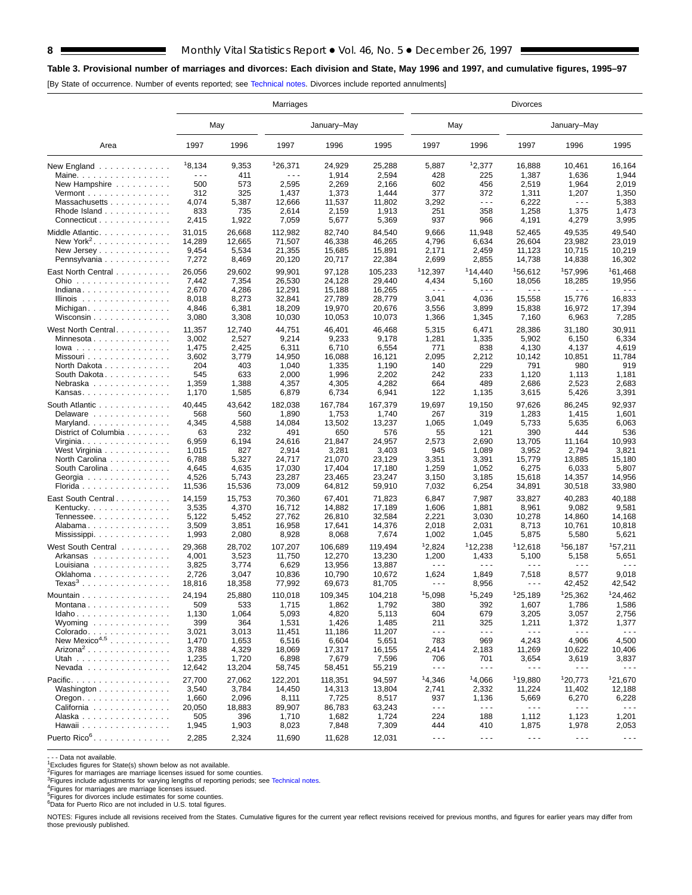## Table 3. Provisional number of marriages and divorces: Each division and State, May 1996 and 1997, and cumulative figures, 1995–97

[By State of occurrence. Number of events reported; see Technical notes. Divorces include reported annulments]

| Area | Marriages | | | | | Divorces | | | | |
|---|---|---|---|---|---|---|---|---|---|---|
| | May | | January–May | | | May | | January–May | | |
| | 1997 | 1996 | 1997 | 1996 | 1995 | 1997 | 1996 | 1997 | 1996 | 1995 |
| New England | [1]8,134 | 9,353 | [1]26,371 | 24,929 | 25,288 | 5,887 | [1]2,377 | 16,888 | 10,461 | 16,164 |
| Maine | - - - | 411 | - - - | 1,914 | 2,594 | 428 | 225 | 1,387 | 1,636 | 1,944 |
| New Hampshire | 500 | 573 | 2,595 | 2,269 | 2,166 | 602 | 456 | 2,519 | 1,964 | 2,019 |
| Vermont | 312 | 325 | 1,437 | 1,373 | 1,444 | 377 | 372 | 1,311 | 1,207 | 1,350 |
| Massachusetts | 4,074 | 5,387 | 12,666 | 11,537 | 11,802 | 3,292 | - - - | 6,222 | - - - | 5,383 |
| Rhode Island | 833 | 735 | 2,614 | 2,159 | 1,913 | 251 | 358 | 1,258 | 1,375 | 1,473 |
| Connecticut | 2,415 | 1,922 | 7,059 | 5,677 | 5,369 | 937 | 966 | 4,191 | 4,279 | 3,995 |
| Middle Atlantic | 31,015 | 26,668 | 112,982 | 82,740 | 84,540 | 9,666 | 11,948 | 52,465 | 49,535 | 49,540 |
| New York[2] | 14,289 | 12,665 | 71,507 | 46,338 | 46,265 | 4,796 | 6,634 | 26,604 | 23,982 | 23,019 |
| New Jersey | 9,454 | 5,534 | 21,355 | 15,685 | 15,891 | 2,171 | 2,459 | 11,123 | 10,715 | 10,219 |
| Pennsylvania | 7,272 | 8,469 | 20,120 | 20,717 | 22,384 | 2,699 | 2,855 | 14,738 | 14,838 | 16,302 |
| East North Central | 26,056 | 29,602 | 99,901 | 97,128 | 105,233 | [1]12,397 | [1]14,440 | [1]56,612 | [1]57,996 | [1]61,468 |
| Ohio | 7,442 | 7,354 | 26,530 | 24,128 | 29,440 | 4,434 | 5,160 | 18,056 | 18,285 | 19,956 |
| Indiana | 2,670 | 4,286 | 12,291 | 15,188 | 16,265 | - - - | - - - | - - - | - - - | - - - |
| Illinois | 8,018 | 8,273 | 32,841 | 27,789 | 28,779 | 3,041 | 4,036 | 15,558 | 15,776 | 16,833 |
| Michigan | 4,846 | 6,381 | 18,209 | 19,970 | 20,676 | 3,556 | 3,899 | 15,838 | 16,972 | 17,394 |
| Wisconsin | 3,080 | 3,308 | 10,030 | 10,053 | 10,073 | 1,366 | 1,345 | 7,160 | 6,963 | 7,285 |
| West North Central | 11,357 | 12,740 | 44,751 | 46,401 | 46,468 | 5,315 | 6,471 | 28,386 | 31,180 | 30,911 |
| Minnesota | 3,002 | 2,527 | 9,214 | 9,233 | 9,178 | 1,281 | 1,335 | 5,902 | 6,150 | 6,334 |
| Iowa | 1,475 | 2,425 | 6,311 | 6,710 | 6,554 | 771 | 838 | 4,130 | 4,137 | 4,619 |
| Missouri | 3,602 | 3,779 | 14,950 | 16,088 | 16,121 | 2,095 | 2,212 | 10,142 | 10,851 | 11,784 |
| North Dakota | 204 | 403 | 1,040 | 1,335 | 1,190 | 140 | 229 | 791 | 980 | 919 |
| South Dakota | 545 | 633 | 2,000 | 1,996 | 2,202 | 242 | 233 | 1,120 | 1,113 | 1,181 |
| Nebraska | 1,359 | 1,388 | 4,357 | 4,305 | 4,282 | 664 | 489 | 2,686 | 2,523 | 2,683 |
| Kansas | 1,170 | 1,585 | 6,879 | 6,734 | 6,941 | 122 | 1,135 | 3,615 | 5,426 | 3,391 |
| South Atlantic | 40,445 | 43,642 | 182,038 | 167,784 | 167,379 | 19,697 | 19,150 | 97,626 | 86,245 | 92,937 |
| Delaware | 568 | 560 | 1,890 | 1,753 | 1,740 | 267 | 319 | 1,283 | 1,415 | 1,601 |
| Maryland | 4,345 | 4,588 | 14,084 | 13,502 | 13,237 | 1,065 | 1,049 | 5,733 | 5,635 | 6,063 |
| District of Columbia | 63 | 232 | 491 | 650 | 576 | 55 | 121 | 390 | 444 | 536 |
| Virginia | 6,959 | 6,194 | 24,616 | 21,847 | 24,957 | 2,573 | 2,690 | 13,705 | 11,164 | 10,993 |
| West Virginia | 1,015 | 827 | 2,914 | 3,281 | 3,403 | 945 | 1,089 | 3,952 | 2,794 | 3,821 |
| North Carolina | 6,788 | 5,327 | 24,717 | 21,070 | 23,129 | 3,351 | 3,391 | 15,779 | 13,885 | 15,180 |
| South Carolina | 4,645 | 4,635 | 17,030 | 17,404 | 17,180 | 1,259 | 1,052 | 6,275 | 6,033 | 5,807 |
| Georgia | 4,526 | 5,743 | 23,287 | 23,465 | 23,247 | 3,150 | 3,185 | 15,618 | 14,357 | 14,956 |
| Florida | 11,536 | 15,536 | 73,009 | 64,812 | 59,910 | 7,032 | 6,254 | 34,891 | 30,518 | 33,980 |
| East South Central | 14,159 | 15,753 | 70,360 | 67,401 | 71,823 | 6,847 | 7,987 | 33,827 | 40,283 | 40,188 |
| Kentucky | 3,535 | 4,370 | 16,712 | 14,882 | 17,189 | 1,606 | 1,881 | 8,961 | 9,082 | 9,581 |
| Tennessee | 5,122 | 5,452 | 27,762 | 26,810 | 32,584 | 2,221 | 3,030 | 10,278 | 14,860 | 14,168 |
| Alabama | 3,509 | 3,851 | 16,958 | 17,641 | 14,376 | 2,018 | 2,031 | 8,713 | 10,761 | 10,818 |
| Mississippi | 1,993 | 2,080 | 8,928 | 8,068 | 7,674 | 1,002 | 1,045 | 5,875 | 5,580 | 5,621 |
| West South Central | 29,368 | 28,702 | 107,207 | 106,689 | 119,494 | [1]2,824 | [1]12,238 | [1]12,618 | [1]56,187 | [1]57,211 |
| Arkansas | 4,001 | 3,523 | 11,750 | 12,270 | 13,230 | 1,200 | 1,433 | 5,100 | 5,158 | 5,651 |
| Louisiana | 3,825 | 3,774 | 6,629 | 13,956 | 13,887 | - - - | - - - | - - - | - - - | - - - |
| Oklahoma | 2,726 | 3,047 | 10,836 | 10,790 | 10,672 | 1,624 | 1,849 | 7,518 | 8,577 | 9,018 |
| Texas[3] | 18,816 | 18,358 | 77,992 | 69,673 | 81,705 | - - - | 8,956 | - - - | 42,452 | 42,542 |
| Mountain | 24,194 | 25,880 | 110,018 | 109,345 | 104,218 | [1]5,098 | [1]5,249 | [1]25,189 | [1]25,362 | [1]24,462 |
| Montana | 509 | 533 | 1,715 | 1,862 | 1,792 | 380 | 392 | 1,607 | 1,786 | 1,586 |
| Idaho | 1,130 | 1,064 | 5,093 | 4,820 | 5,113 | 604 | 679 | 3,205 | 3,057 | 2,756 |
| Wyoming | 399 | 364 | 1,531 | 1,426 | 1,485 | 211 | 325 | 1,211 | 1,372 | 1,377 |
| Colorado | 3,021 | 3,013 | 11,451 | 11,186 | 11,207 | - - - | - - - | - - - | - - - | - - - |
| New Mexico[4,5] | 1,470 | 1,653 | 6,516 | 6,604 | 5,651 | 783 | 969 | 4,243 | 4,906 | 4,500 |
| Arizona[2] | 3,788 | 4,329 | 18,069 | 17,317 | 16,155 | 2,414 | 2,183 | 11,269 | 10,622 | 10,406 |
| Utah | 1,235 | 1,720 | 6,898 | 7,679 | 7,596 | 706 | 701 | 3,654 | 3,619 | 3,837 |
| Nevada | 12,642 | 13,204 | 58,745 | 58,451 | 55,219 | - - - | - - - | - - - | - - - | - - - |
| Pacific | 27,700 | 27,062 | 122,201 | 118,351 | 94,597 | [1]4,346 | [1]4,066 | [1]19,880 | [1]20,773 | [1]21,670 |
| Washington | 3,540 | 3,784 | 14,450 | 14,313 | 13,804 | 2,741 | 2,332 | 11,224 | 11,402 | 12,188 |
| Oregon | 1,660 | 2,096 | 8,111 | 7,725 | 8,517 | 937 | 1,136 | 5,669 | 6,270 | 6,228 |
| California | 20,050 | 18,883 | 89,907 | 86,783 | 63,243 | - - - | - - - | - - - | - - - | - - - |
| Alaska | 505 | 396 | 1,710 | 1,682 | 1,724 | 224 | 188 | 1,112 | 1,123 | 1,201 |
| Hawaii | 1,945 | 1,903 | 8,023 | 7,848 | 7,309 | 444 | 410 | 1,875 | 1,978 | 2,053 |
| Puerto Rico[6] | 2,285 | 2,324 | 11,690 | 11,628 | 12,031 | - - - | - - - | - - - | - - - | - - - |

- - - Data not available.
[1]Excludes figures for State(s) shown below as not available.
[2]Figures for marriages are marriage licenses issued for some counties.
[3]Figures include adjustments for varying lengths of reporting periods; see Technical notes.
[4]Figures for marriages are marriage licenses issued.
[5]Figures for divorces include estimates for some counties.
[6]Data for Puerto Rico are not included in U.S. total figures.

NOTES: Figures include all revisions received from the States. Cumulative figures for the current year reflect revisions received for previous months, and figures for earlier years may differ from those previously published.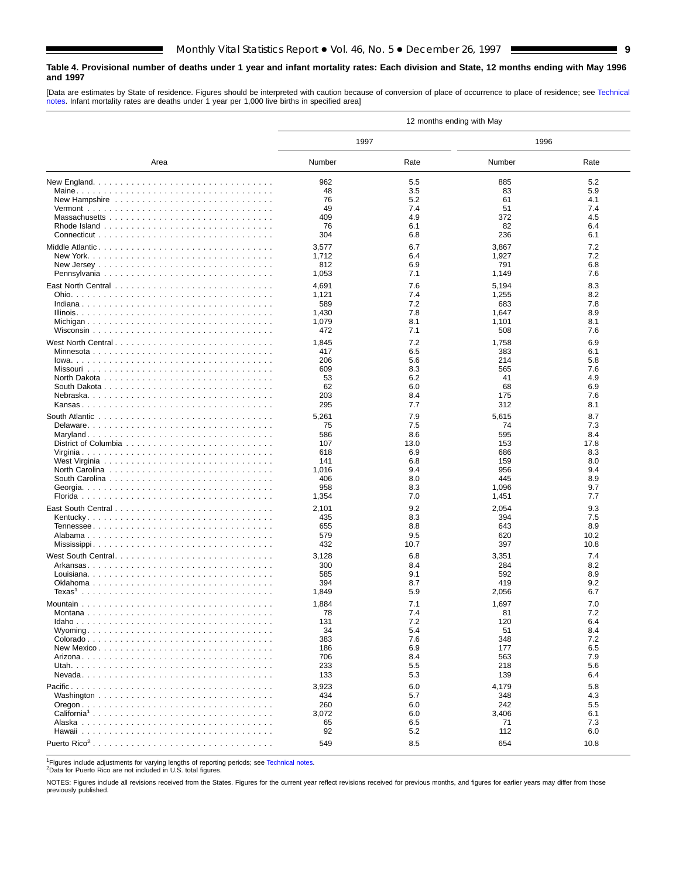**Table 4. Provisional number of deaths under 1 year and infant mortality rates: Each division and State, 12 months ending with May 1996 and 1997**

[Data are estimates by State of residence. Figures should be interpreted with caution because of conversion of place of occurrence to place of residence; see Technical notes. Infant mortality rates are deaths under 1 year per 1,000 live births in specified area]

| Area | 12 months ending with May | | | |
|---|---|---|---|---|
| | 1997 | | 1996 | |
| | Number | Rate | Number | Rate |
| New England | 962 | 5.5 | 885 | 5.2 |
| Maine | 48 | 3.5 | 83 | 5.9 |
| New Hampshire | 76 | 5.2 | 61 | 4.1 |
| Vermont | 49 | 7.4 | 51 | 7.4 |
| Massachusetts | 409 | 4.9 | 372 | 4.5 |
| Rhode Island | 76 | 6.1 | 82 | 6.4 |
| Connecticut | 304 | 6.8 | 236 | 6.1 |
| Middle Atlantic | 3,577 | 6.7 | 3,867 | 7.2 |
| New York | 1,712 | 6.4 | 1,927 | 7.2 |
| New Jersey | 812 | 6.9 | 791 | 6.8 |
| Pennsylvania | 1,053 | 7.1 | 1,149 | 7.6 |
| East North Central | 4,691 | 7.6 | 5,194 | 8.3 |
| Ohio | 1,121 | 7.4 | 1,255 | 8.2 |
| Indiana | 589 | 7.2 | 683 | 7.8 |
| Illinois | 1,430 | 7.8 | 1,647 | 8.9 |
| Michigan | 1,079 | 8.1 | 1,101 | 8.1 |
| Wisconsin | 472 | 7.1 | 508 | 7.6 |
| West North Central | 1,845 | 7.2 | 1,758 | 6.9 |
| Minnesota | 417 | 6.5 | 383 | 6.1 |
| Iowa | 206 | 5.6 | 214 | 5.8 |
| Missouri | 609 | 8.3 | 565 | 7.6 |
| North Dakota | 53 | 6.2 | 41 | 4.9 |
| South Dakota | 62 | 6.0 | 68 | 6.9 |
| Nebraska | 203 | 8.4 | 175 | 7.6 |
| Kansas | 295 | 7.7 | 312 | 8.1 |
| South Atlantic | 5,261 | 7.9 | 5,615 | 8.7 |
| Delaware | 75 | 7.5 | 74 | 7.3 |
| Maryland | 586 | 8.6 | 595 | 8.4 |
| District of Columbia | 107 | 13.0 | 153 | 17.8 |
| Virginia | 618 | 6.9 | 686 | 8.3 |
| West Virginia | 141 | 6.8 | 159 | 8.0 |
| North Carolina | 1,016 | 9.4 | 956 | 9.4 |
| South Carolina | 406 | 8.0 | 445 | 8.9 |
| Georgia | 958 | 8.3 | 1,096 | 9.7 |
| Florida | 1,354 | 7.0 | 1,451 | 7.7 |
| East South Central | 2,101 | 9.2 | 2,054 | 9.3 |
| Kentucky | 435 | 8.3 | 394 | 7.5 |
| Tennessee | 655 | 8.8 | 643 | 8.9 |
| Alabama | 579 | 9.5 | 620 | 10.2 |
| Mississippi | 432 | 10.7 | 397 | 10.8 |
| West South Central | 3,128 | 6.8 | 3,351 | 7.4 |
| Arkansas | 300 | 8.4 | 284 | 8.2 |
| Louisiana | 585 | 9.1 | 592 | 8.9 |
| Oklahoma | 394 | 8.7 | 419 | 9.2 |
| Texas[1] | 1,849 | 5.9 | 2,056 | 6.7 |
| Mountain | 1,884 | 7.1 | 1,697 | 7.0 |
| Montana | 78 | 7.4 | 81 | 7.2 |
| Idaho | 131 | 7.2 | 120 | 6.4 |
| Wyoming | 34 | 5.4 | 51 | 8.4 |
| Colorado | 383 | 7.6 | 348 | 7.2 |
| New Mexico | 186 | 6.9 | 177 | 6.5 |
| Arizona | 706 | 8.4 | 563 | 7.9 |
| Utah | 233 | 5.5 | 218 | 5.6 |
| Nevada | 133 | 5.3 | 139 | 6.4 |
| Pacific | 3,923 | 6.0 | 4,179 | 5.8 |
| Washington | 434 | 5.7 | 348 | 4.3 |
| Oregon | 260 | 6.0 | 242 | 5.5 |
| California[1] | 3,072 | 6.0 | 3,406 | 6.1 |
| Alaska | 65 | 6.5 | 71 | 7.3 |
| Hawaii | 92 | 5.2 | 112 | 6.0 |
| Puerto Rico[2] | 549 | 8.5 | 654 | 10.8 |

[1]Figures include adjustments for varying lengths of reporting periods; see Technical notes.
[2]Data for Puerto Rico are not included in U.S. total figures.

NOTES: Figures include all revisions received from the States. Figures for the current year reflect revisions received for previous months, and figures for earlier years may differ from those previously published.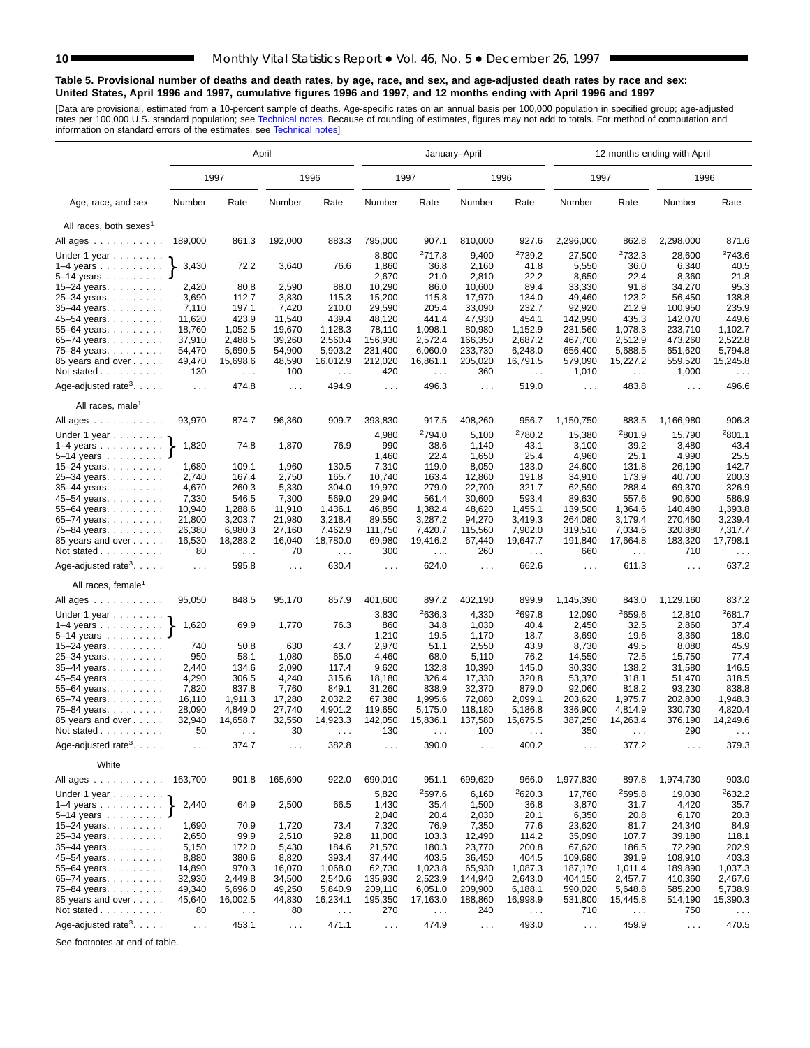**Table 5. Provisional number of deaths and death rates, by age, race, and sex, and age-adjusted death rates by race and sex: United States, April 1996 and 1997, cumulative figures 1996 and 1997, and 12 months ending with April 1996 and 1997**

[Data are provisional, estimated from a 10-percent sample of deaths. Age-specific rates on an annual basis per 100,000 population in specified group; age-adjusted rates per 100,000 U.S. standard population; see Technical notes. Because of rounding of estimates, figures may not add to totals. For method of computation and information on standard errors of the estimates, see Technical notes]

| Age, race, and sex | April | | | | January–April | | | | 12 months ending with April | | | |
|---|---|---|---|---|---|---|---|---|---|---|---|---|
| | 1997 | | 1996 | | 1997 | | 1996 | | 1997 | | 1996 | |
| | Number | Rate | Number | Rate | Number | Rate | Number | Rate | Number | Rate | Number | Rate |
| **All races, both sexes[1]** | | | | | | | | | | | | |
| All ages | 189,000 | 861.3 | 192,000 | 883.3 | 795,000 | 907.1 | 810,000 | 927.6 | 2,296,000 | 862.8 | 2,298,000 | 871.6 |
| Under 1 year | 3,430 | 72.2 | 3,640 | 76.6 | 8,800 | [2]717.8 | 9,400 | [2]739.2 | 27,500 | [2]732.3 | 28,600 | [2]743.6 |
| 1–4 years | | | | | 1,860 | 36.8 | 2,160 | 41.8 | 5,550 | 36.0 | 6,340 | 40.5 |
| 5–14 years | | | | | 2,670 | 21.0 | 2,810 | 22.2 | 8,650 | 22.4 | 8,360 | 21.8 |
| 15–24 years | 2,420 | 80.8 | 2,590 | 88.0 | 10,290 | 86.0 | 10,600 | 89.4 | 33,330 | 91.8 | 34,270 | 95.3 |
| 25–34 years | 3,690 | 112.7 | 3,830 | 115.3 | 15,200 | 115.8 | 17,970 | 134.0 | 49,460 | 123.2 | 56,450 | 138.8 |
| 35–44 years | 7,110 | 197.1 | 7,420 | 210.0 | 29,590 | 205.4 | 33,090 | 232.7 | 92,920 | 212.9 | 100,950 | 235.9 |
| 45–54 years | 11,620 | 423.9 | 11,540 | 439.4 | 48,120 | 441.4 | 47,930 | 454.1 | 142,990 | 435.3 | 142,070 | 449.6 |
| 55–64 years | 18,760 | 1,052.5 | 19,670 | 1,128.3 | 78,110 | 1,098.1 | 80,980 | 1,152.9 | 231,560 | 1,078.3 | 233,710 | 1,102.7 |
| 65–74 years | 37,910 | 2,488.5 | 39,260 | 2,560.4 | 156,930 | 2,572.4 | 166,350 | 2,687.2 | 467,700 | 2,512.9 | 473,260 | 2,522.8 |
| 75–84 years | 54,470 | 5,690.5 | 54,900 | 5,903.2 | 231,400 | 6,060.0 | 233,730 | 6,248.0 | 656,400 | 5,688.5 | 651,620 | 5,794.8 |
| 85 years and over | 49,470 | 15,698.6 | 48,590 | 16,012.9 | 212,020 | 16,861.1 | 205,020 | 16,791.5 | 579,090 | 15,227.2 | 559,520 | 15,245.8 |
| Not stated | 130 | . . . | 100 | . . . | 420 | . . . | 360 | . . . | 1,010 | . . . | 1,000 | . . . |
| Age-adjusted rate[3] | . . . | 474.8 | . . . | 494.9 | . . . | 496.3 | . . . | 519.0 | . . . | 483.8 | . . . | 496.6 |
| **All races, male[1]** | | | | | | | | | | | | |
| All ages | 93,970 | 874.7 | 96,360 | 909.7 | 393,830 | 917.5 | 408,260 | 956.7 | 1,150,750 | 883.5 | 1,166,980 | 906.3 |
| Under 1 year | 1,820 | 74.8 | 1,870 | 76.9 | 4,980 | [2]794.0 | 5,100 | [2]780.2 | 15,380 | [2]801.9 | 15,790 | [2]801.1 |
| 1–4 years | | | | | 990 | 38.6 | 1,140 | 43.1 | 3,100 | 39.2 | 3,480 | 43.4 |
| 5–14 years | | | | | 1,460 | 22.4 | 1,650 | 25.4 | 4,960 | 25.1 | 4,990 | 25.5 |
| 15–24 years | 1,680 | 109.1 | 1,960 | 130.5 | 7,310 | 119.0 | 8,050 | 133.0 | 24,600 | 131.8 | 26,190 | 142.7 |
| 25–34 years | 2,740 | 167.4 | 2,750 | 165.7 | 10,740 | 163.4 | 12,860 | 191.8 | 34,910 | 173.9 | 40,700 | 200.3 |
| 35–44 years | 4,670 | 260.3 | 5,330 | 304.0 | 19,970 | 279.0 | 22,700 | 321.7 | 62,590 | 288.4 | 69,370 | 326.9 |
| 45–54 years | 7,330 | 546.5 | 7,300 | 569.0 | 29,940 | 561.4 | 30,600 | 593.4 | 89,630 | 557.6 | 90,600 | 586.9 |
| 55–64 years | 10,940 | 1,288.6 | 11,910 | 1,436.1 | 46,850 | 1,382.4 | 48,620 | 1,455.1 | 139,500 | 1,364.6 | 140,480 | 1,393.8 |
| 65–74 years | 21,800 | 3,203.7 | 21,980 | 3,218.4 | 89,550 | 3,287.2 | 94,270 | 3,419.3 | 264,080 | 3,179.4 | 270,460 | 3,239.4 |
| 75–84 years | 26,380 | 6,980.3 | 27,160 | 7,462.9 | 111,750 | 7,420.7 | 115,560 | 7,902.0 | 319,510 | 7,034.6 | 320,880 | 7,317.7 |
| 85 years and over | 16,530 | 18,283.2 | 16,040 | 18,780.0 | 69,980 | 19,416.2 | 67,440 | 19,647.7 | 191,840 | 17,664.8 | 183,320 | 17,798.1 |
| Not stated | 80 | . . . | 70 | . . . | 300 | . . . | 260 | . . . | 660 | . . . | 710 | . . . |
| Age-adjusted rate[3] | . . . | 595.8 | . . . | 630.4 | . . . | 624.0 | . . . | 662.6 | . . . | 611.3 | . . . | 637.2 |
| **All races, female[1]** | | | | | | | | | | | | |
| All ages | 95,050 | 848.5 | 95,170 | 857.9 | 401,600 | 897.2 | 402,190 | 899.9 | 1,145,390 | 843.0 | 1,129,160 | 837.2 |
| Under 1 year | 1,620 | 69.9 | 1,770 | 76.3 | 3,830 | [2]636.3 | 4,330 | [2]697.8 | 12,090 | [2]659.6 | 12,810 | [2]681.7 |
| 1–4 years | | | | | 860 | 34.8 | 1,030 | 40.4 | 2,450 | 32.5 | 2,860 | 37.4 |
| 5–14 years | | | | | 1,210 | 19.5 | 1,170 | 18.7 | 3,690 | 19.6 | 3,360 | 18.0 |
| 15–24 years | 740 | 50.8 | 630 | 43.7 | 2,970 | 51.1 | 2,550 | 43.9 | 8,730 | 49.5 | 8,080 | 45.9 |
| 25–34 years | 950 | 58.1 | 1,080 | 65.0 | 4,460 | 68.0 | 5,110 | 76.2 | 14,550 | 72.5 | 15,750 | 77.4 |
| 35–44 years | 2,440 | 134.6 | 2,090 | 117.4 | 9,620 | 132.8 | 10,390 | 145.0 | 30,330 | 138.2 | 31,580 | 146.5 |
| 45–54 years | 4,290 | 306.5 | 4,240 | 315.6 | 18,180 | 326.4 | 17,330 | 320.8 | 53,370 | 318.1 | 51,470 | 318.5 |
| 55–64 years | 7,820 | 837.8 | 7,760 | 849.1 | 31,260 | 838.9 | 32,370 | 879.0 | 92,060 | 818.2 | 93,230 | 838.8 |
| 65–74 years | 16,110 | 1,911.3 | 17,280 | 2,032.2 | 67,380 | 1,995.6 | 72,080 | 2,099.1 | 203,620 | 1,975.7 | 202,800 | 1,948.3 |
| 75–84 years | 28,090 | 4,849.0 | 27,740 | 4,901.2 | 119,650 | 5,175.0 | 118,180 | 5,186.8 | 336,900 | 4,814.9 | 330,730 | 4,820.4 |
| 85 years and over | 32,940 | 14,658.7 | 32,550 | 14,923.3 | 142,050 | 15,836.1 | 137,580 | 15,675.5 | 387,250 | 14,263.4 | 376,190 | 14,249.6 |
| Not stated | 50 | . . . | 30 | . . . | 130 | . . . | 100 | . . . | 350 | . . . | 290 | . . . |
| Age-adjusted rate[3] | . . . | 374.7 | . . . | 382.8 | . . . | 390.0 | . . . | 400.2 | . . . | 377.2 | . . . | 379.3 |
| **White** | | | | | | | | | | | | |
| All ages | 163,700 | 901.8 | 165,690 | 922.0 | 690,010 | 951.1 | 699,620 | 966.0 | 1,977,830 | 897.8 | 1,974,730 | 903.0 |
| Under 1 year | 2,440 | 64.9 | 2,500 | 66.5 | 5,820 | [2]597.6 | 6,160 | [2]620.3 | 17,760 | [2]595.8 | 19,030 | [2]632.2 |
| 1–4 years | | | | | 1,430 | 35.4 | 1,500 | 36.8 | 3,870 | 31.7 | 4,420 | 35.7 |
| 5–14 years | | | | | 2,040 | 20.4 | 2,030 | 20.1 | 6,350 | 20.8 | 6,170 | 20.3 |
| 15–24 years | 1,690 | 70.9 | 1,720 | 73.4 | 7,320 | 76.9 | 7,350 | 77.6 | 23,620 | 81.7 | 24,340 | 84.9 |
| 25–34 years | 2,650 | 99.9 | 2,510 | 92.8 | 11,000 | 103.3 | 12,490 | 114.2 | 35,090 | 107.7 | 39,180 | 118.1 |
| 35–44 years | 5,150 | 172.0 | 5,430 | 184.6 | 21,570 | 180.3 | 23,770 | 200.8 | 67,620 | 186.5 | 72,290 | 202.9 |
| 45–54 years | 8,880 | 380.6 | 8,820 | 393.4 | 37,440 | 403.5 | 36,450 | 404.5 | 109,680 | 391.9 | 108,910 | 403.3 |
| 55–64 years | 14,890 | 970.3 | 16,070 | 1,068.0 | 62,730 | 1,023.8 | 65,930 | 1,087.3 | 187,170 | 1,011.4 | 189,890 | 1,037.3 |
| 65–74 years | 32,930 | 2,449.8 | 34,500 | 2,540.6 | 135,930 | 2,523.9 | 144,940 | 2,643.0 | 404,150 | 2,457.7 | 410,360 | 2,467.6 |
| 75–84 years | 49,340 | 5,696.0 | 49,250 | 5,840.9 | 209,110 | 6,051.0 | 209,900 | 6,188.1 | 590,020 | 5,648.8 | 585,200 | 5,738.9 |
| 85 years and over | 45,640 | 16,002.5 | 44,830 | 16,234.1 | 195,350 | 17,163.0 | 188,860 | 16,998.9 | 531,800 | 15,445.8 | 514,190 | 15,390.3 |
| Not stated | 80 | . . . | 80 | . . . | 270 | . . . | 240 | . . . | 710 | . . . | 750 | . . . |
| Age-adjusted rate[3] | . . . | 453.1 | . . . | 471.1 | . . . | 474.9 | . . . | 493.0 | . . . | 459.9 | . . . | 470.5 |

Note: For April columns, the figures shown on the "Under 1 year" row cover the combined ages under 1 year, 1–4 years, and 5–14 years.

See footnotes at end of table.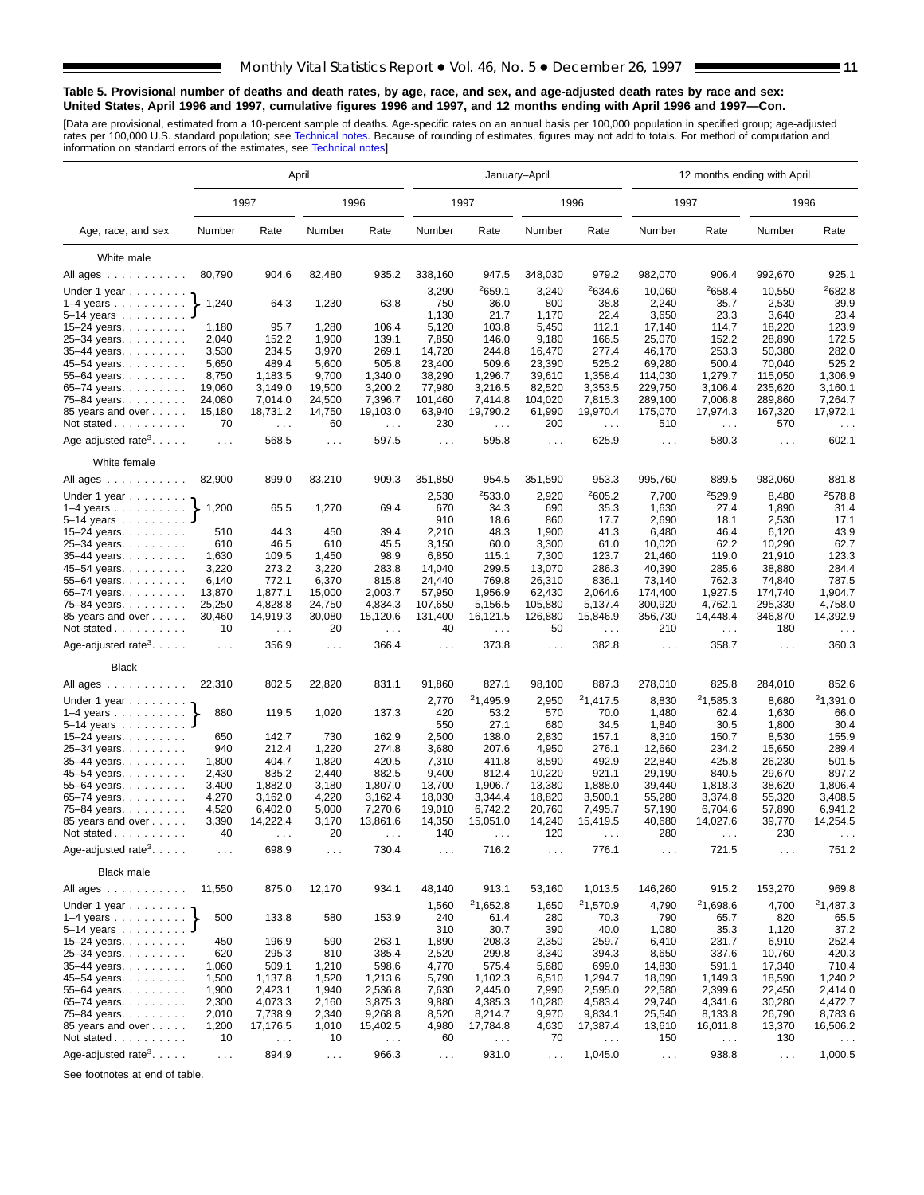**Table 5. Provisional number of deaths and death rates, by age, race, and sex, and age-adjusted death rates by race and sex: United States, April 1996 and 1997, cumulative figures 1996 and 1997, and 12 months ending with April 1996 and 1997—Con.**

[Data are provisional, estimated from a 10-percent sample of deaths. Age-specific rates on an annual basis per 100,000 population in specified group; age-adjusted rates per 100,000 U.S. standard population; see Technical notes. Because of rounding of estimates, figures may not add to totals. For method of computation and information on standard errors of the estimates, see Technical notes]

| Age, race, and sex | April | | | | January–April | | | | 12 months ending with April | | | |
|---|---|---|---|---|---|---|---|---|---|---|---|---|
| | 1997 | | 1996 | | 1997 | | 1996 | | 1997 | | 1996 | |
| | Number | Rate | Number | Rate | Number | Rate | Number | Rate | Number | Rate | Number | Rate |
| **White male** | | | | | | | | | | | | |
| All ages | 80,790 | 904.6 | 82,480 | 935.2 | 338,160 | 947.5 | 348,030 | 979.2 | 982,070 | 906.4 | 992,670 | 925.1 |
| Under 1 year | 1,240 | 64.3 | 1,230 | 63.8 | 3,290 | [2]659.1 | 3,240 | [2]634.6 | 10,060 | [2]658.4 | 10,550 | [2]682.8 |
| 1–4 years | | | | | 750 | 36.0 | 800 | 38.8 | 2,240 | 35.7 | 2,530 | 39.9 |
| 5–14 years | | | | | 1,130 | 21.7 | 1,170 | 22.4 | 3,650 | 23.3 | 3,640 | 23.4 |
| 15–24 years | 1,180 | 95.7 | 1,280 | 106.4 | 5,120 | 103.8 | 5,450 | 112.1 | 17,140 | 114.7 | 18,220 | 123.9 |
| 25–34 years | 2,040 | 152.2 | 1,900 | 139.1 | 7,850 | 146.0 | 9,180 | 166.5 | 25,070 | 152.2 | 28,890 | 172.5 |
| 35–44 years | 3,530 | 234.5 | 3,970 | 269.1 | 14,720 | 244.8 | 16,470 | 277.4 | 46,170 | 253.3 | 50,380 | 282.0 |
| 45–54 years | 5,650 | 489.4 | 5,600 | 505.8 | 23,400 | 509.6 | 23,390 | 525.2 | 69,280 | 500.4 | 70,040 | 525.2 |
| 55–64 years | 8,750 | 1,183.5 | 9,700 | 1,340.0 | 38,290 | 1,296.7 | 39,610 | 1,358.4 | 114,030 | 1,279.7 | 115,050 | 1,306.9 |
| 65–74 years | 19,060 | 3,149.0 | 19,500 | 3,200.2 | 77,980 | 3,216.5 | 82,520 | 3,353.5 | 229,750 | 3,106.4 | 235,620 | 3,160.1 |
| 75–84 years | 24,080 | 7,014.0 | 24,500 | 7,396.7 | 101,460 | 7,414.8 | 104,020 | 7,815.3 | 289,100 | 7,006.8 | 289,860 | 7,264.7 |
| 85 years and over | 15,180 | 18,731.2 | 14,750 | 19,103.0 | 63,940 | 19,790.2 | 61,990 | 19,970.4 | 175,070 | 17,974.3 | 167,320 | 17,972.1 |
| Not stated | 70 | . . . | 60 | . . . | 230 | . . . | 200 | . . . | 510 | . . . | 570 | . . . |
| Age-adjusted rate[3] | . . . | 568.5 | . . . | 597.5 | . . . | 595.8 | . . . | 625.9 | . . . | 580.3 | . . . | 602.1 |
| **White female** | | | | | | | | | | | | |
| All ages | 82,900 | 899.0 | 83,210 | 909.3 | 351,850 | 954.5 | 351,590 | 953.3 | 995,760 | 889.5 | 982,060 | 881.8 |
| Under 1 year | 1,200 | 65.5 | 1,270 | 69.4 | 2,530 | [2]533.0 | 2,920 | [2]605.2 | 7,700 | [2]529.9 | 8,480 | [2]578.8 |
| 1–4 years | | | | | 670 | 34.3 | 690 | 35.3 | 1,630 | 27.4 | 1,890 | 31.4 |
| 5–14 years | | | | | 910 | 18.6 | 860 | 17.7 | 2,690 | 18.1 | 2,530 | 17.1 |
| 15–24 years | 510 | 44.3 | 450 | 39.4 | 2,210 | 48.3 | 1,900 | 41.3 | 6,480 | 46.4 | 6,120 | 43.9 |
| 25–34 years | 610 | 46.5 | 610 | 45.5 | 3,150 | 60.0 | 3,300 | 61.0 | 10,020 | 62.2 | 10,290 | 62.7 |
| 35–44 years | 1,630 | 109.5 | 1,450 | 98.9 | 6,850 | 115.1 | 7,300 | 123.7 | 21,460 | 119.0 | 21,910 | 123.3 |
| 45–54 years | 3,220 | 273.2 | 3,220 | 283.8 | 14,040 | 299.5 | 13,070 | 286.3 | 40,390 | 285.6 | 38,880 | 284.4 |
| 55–64 years | 6,140 | 772.1 | 6,370 | 815.8 | 24,440 | 769.8 | 26,310 | 836.1 | 73,140 | 762.3 | 74,840 | 787.5 |
| 65–74 years | 13,870 | 1,877.1 | 15,000 | 2,003.7 | 57,950 | 1,956.9 | 62,430 | 2,064.6 | 174,400 | 1,927.5 | 174,740 | 1,904.7 |
| 75–84 years | 25,250 | 4,828.8 | 24,750 | 4,834.3 | 107,650 | 5,156.5 | 105,880 | 5,137.4 | 300,920 | 4,762.1 | 295,330 | 4,758.0 |
| 85 years and over | 30,460 | 14,919.3 | 30,080 | 15,120.6 | 131,400 | 16,121.5 | 126,880 | 15,846.9 | 356,730 | 14,448.4 | 346,870 | 14,392.9 |
| Not stated | 10 | . . . | 20 | . . . | 40 | . . . | 50 | . . . | 210 | . . . | 180 | . . . |
| Age-adjusted rate[3] | . . . | 356.9 | . . . | 366.4 | . . . | 373.8 | . . . | 382.8 | . . . | 358.7 | . . . | 360.3 |
| **Black** | | | | | | | | | | | | |
| All ages | 22,310 | 802.5 | 22,820 | 831.1 | 91,860 | 827.1 | 98,100 | 887.3 | 278,010 | 825.8 | 284,010 | 852.6 |
| Under 1 year | 880 | 119.5 | 1,020 | 137.3 | 2,770 | [2]1,495.9 | 2,950 | [2]1,417.5 | 8,830 | [2]1,585.3 | 8,680 | [2]1,391.0 |
| 1–4 years | | | | | 420 | 53.2 | 570 | 70.0 | 1,480 | 62.4 | 1,630 | 66.0 |
| 5–14 years | | | | | 550 | 27.1 | 680 | 34.5 | 1,840 | 30.5 | 1,800 | 30.4 |
| 15–24 years | 650 | 142.7 | 730 | 162.9 | 2,500 | 138.0 | 2,830 | 157.1 | 8,310 | 150.7 | 8,530 | 155.9 |
| 25–34 years | 940 | 212.4 | 1,220 | 274.8 | 3,680 | 207.6 | 4,950 | 276.1 | 12,660 | 234.2 | 15,650 | 289.4 |
| 35–44 years | 1,800 | 404.7 | 1,820 | 420.5 | 7,310 | 411.8 | 8,590 | 492.9 | 22,840 | 425.8 | 26,230 | 501.5 |
| 45–54 years | 2,430 | 835.2 | 2,440 | 882.5 | 9,400 | 812.4 | 10,220 | 921.1 | 29,190 | 840.5 | 29,670 | 897.2 |
| 55–64 years | 3,400 | 1,882.0 | 3,180 | 1,807.0 | 13,700 | 1,906.7 | 13,380 | 1,888.0 | 39,440 | 1,818.3 | 38,620 | 1,806.4 |
| 65–74 years | 4,270 | 3,162.0 | 4,220 | 3,162.4 | 18,030 | 3,344.4 | 18,820 | 3,500.1 | 55,280 | 3,374.8 | 55,320 | 3,408.5 |
| 75–84 years | 4,520 | 6,402.0 | 5,000 | 7,270.6 | 19,010 | 6,742.2 | 20,760 | 7,495.7 | 57,190 | 6,704.6 | 57,890 | 6,941.2 |
| 85 years and over | 3,390 | 14,222.4 | 3,170 | 13,861.6 | 14,350 | 15,051.0 | 14,240 | 15,419.5 | 40,680 | 14,027.6 | 39,770 | 14,254.5 |
| Not stated | 40 | . . . | 20 | . . . | 140 | . . . | 120 | . . . | 280 | . . . | 230 | . . . |
| Age-adjusted rate[3] | . . . | 698.9 | . . . | 730.4 | . . . | 716.2 | . . . | 776.1 | . . . | 721.5 | . . . | 751.2 |
| **Black male** | | | | | | | | | | | | |
| All ages | 11,550 | 875.0 | 12,170 | 934.1 | 48,140 | 913.1 | 53,160 | 1,013.5 | 146,260 | 915.2 | 153,270 | 969.8 |
| Under 1 year | 500 | 133.8 | 580 | 153.9 | 1,560 | [2]1,652.8 | 1,650 | [2]1,570.9 | 4,790 | [2]1,698.6 | 4,700 | [2]1,487.3 |
| 1–4 years | | | | | 240 | 61.4 | 280 | 70.3 | 790 | 65.7 | 820 | 65.5 |
| 5–14 years | | | | | 310 | 30.7 | 390 | 40.0 | 1,080 | 35.3 | 1,120 | 37.2 |
| 15–24 years | 450 | 196.9 | 590 | 263.1 | 1,890 | 208.3 | 2,350 | 259.7 | 6,410 | 231.7 | 6,910 | 252.4 |
| 25–34 years | 620 | 295.3 | 810 | 385.4 | 2,520 | 299.8 | 3,340 | 394.3 | 8,650 | 337.6 | 10,760 | 420.3 |
| 35–44 years | 1,060 | 509.1 | 1,210 | 598.6 | 4,770 | 575.4 | 5,680 | 699.0 | 14,830 | 591.1 | 17,340 | 710.4 |
| 45–54 years | 1,500 | 1,137.8 | 1,520 | 1,213.6 | 5,790 | 1,102.3 | 6,510 | 1,294.7 | 18,090 | 1,149.3 | 18,590 | 1,240.2 |
| 55–64 years | 1,900 | 2,423.1 | 1,940 | 2,536.8 | 7,630 | 2,445.0 | 7,990 | 2,595.0 | 22,580 | 2,399.6 | 22,450 | 2,414.0 |
| 65–74 years | 2,300 | 4,073.3 | 2,160 | 3,875.3 | 9,880 | 4,385.3 | 10,280 | 4,583.4 | 29,740 | 4,341.6 | 30,280 | 4,472.7 |
| 75–84 years | 2,010 | 7,738.9 | 2,340 | 9,268.8 | 8,520 | 8,214.7 | 9,970 | 9,834.1 | 25,540 | 8,133.8 | 26,790 | 8,783.6 |
| 85 years and over | 1,200 | 17,176.5 | 1,010 | 15,402.5 | 4,980 | 17,784.8 | 4,630 | 17,387.4 | 13,610 | 16,011.8 | 13,370 | 16,506.2 |
| Not stated | 10 | . . . | 10 | . . . | 60 | . . . | 70 | . . . | 150 | . . . | 130 | . . . |
| Age-adjusted rate[3] | . . . | 894.9 | . . . | 966.3 | . . . | 931.0 | . . . | 1,045.0 | . . . | 938.8 | . . . | 1,000.5 |

Note: For April columns, the figures shown on the "Under 1 year" row apply to the combined ages under 1–14 years.

See footnotes at end of table.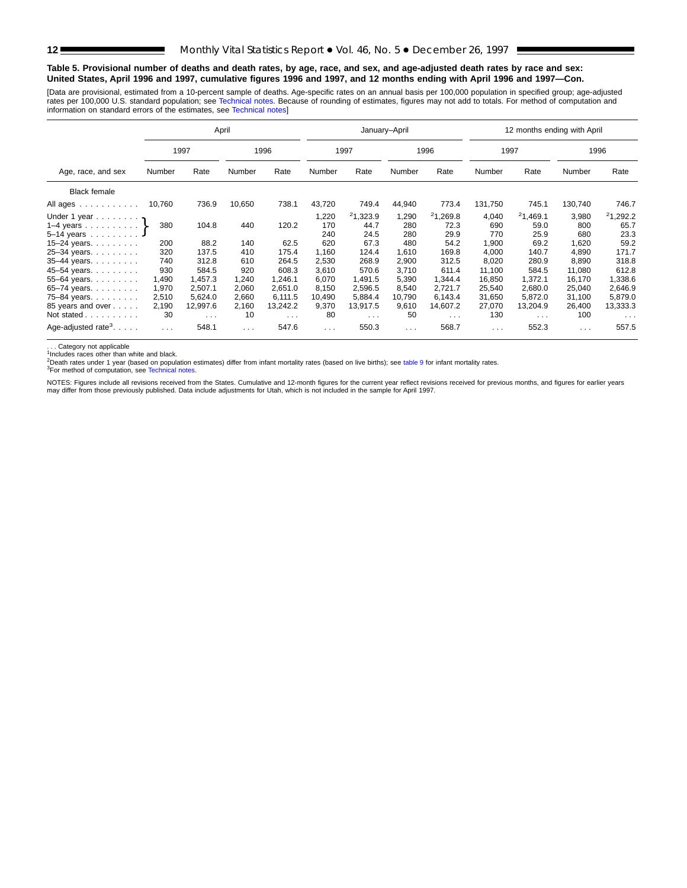**Table 5. Provisional number of deaths and death rates, by age, race, and sex, and age-adjusted death rates by race and sex: United States, April 1996 and 1997, cumulative figures 1996 and 1997, and 12 months ending with April 1996 and 1997—Con.**

[Data are provisional, estimated from a 10-percent sample of deaths. Age-specific rates on an annual basis per 100,000 population in specified group; age-adjusted rates per 100,000 U.S. standard population; see Technical notes. Because of rounding of estimates, figures may not add to totals. For method of computation and information on standard errors of the estimates, see Technical notes]

| Age, race, and sex | April | | | | January–April | | | | 12 months ending with April | | | |
|---|---|---|---|---|---|---|---|---|---|---|---|---|
| | 1997 | | 1996 | | 1997 | | 1996 | | 1997 | | 1996 | |
| | Number | Rate | Number | Rate | Number | Rate | Number | Rate | Number | Rate | Number | Rate |
| Black female | | | | | | | | | | | | |
| All ages | 10,760 | 736.9 | 10,650 | 738.1 | 43,720 | 749.4 | 44,940 | 773.4 | 131,750 | 745.1 | 130,740 | 746.7 |
| Under 1 year | 380[1] | 104.8[1] | 440[1] | 120.2[1] | 1,220 | [2]1,323.9 | 1,290 | [2]1,269.8 | 4,040 | [2]1,469.1 | 3,980 | [2]1,292.2 |
| 1–4 years | | | | | 170 | 44.7 | 280 | 72.3 | 690 | 59.0 | 800 | 65.7 |
| 5–14 years | | | | | 240 | 24.5 | 280 | 29.9 | 770 | 25.9 | 680 | 23.3 |
| 15–24 years | 200 | 88.2 | 140 | 62.5 | 620 | 67.3 | 480 | 54.2 | 1,900 | 69.2 | 1,620 | 59.2 |
| 25–34 years | 320 | 137.5 | 410 | 175.4 | 1,160 | 124.4 | 1,610 | 169.8 | 4,000 | 140.7 | 4,890 | 171.7 |
| 35–44 years | 740 | 312.8 | 610 | 264.5 | 2,530 | 268.9 | 2,900 | 312.5 | 8,020 | 280.9 | 8,890 | 318.8 |
| 45–54 years | 930 | 584.5 | 920 | 608.3 | 3,610 | 570.6 | 3,710 | 611.4 | 11,100 | 584.5 | 11,080 | 612.8 |
| 55–64 years | 1,490 | 1,457.3 | 1,240 | 1,246.1 | 6,070 | 1,491.5 | 5,390 | 1,344.4 | 16,850 | 1,372.1 | 16,170 | 1,338.6 |
| 65–74 years | 1,970 | 2,507.1 | 2,060 | 2,651.0 | 8,150 | 2,596.5 | 8,540 | 2,721.7 | 25,540 | 2,680.0 | 25,040 | 2,646.9 |
| 75–84 years | 2,510 | 5,624.0 | 2,660 | 6,111.5 | 10,490 | 5,884.4 | 10,790 | 6,143.4 | 31,650 | 5,872.0 | 31,100 | 5,879.0 |
| 85 years and over | 2,190 | 12,997.6 | 2,160 | 13,242.2 | 9,370 | 13,917.5 | 9,610 | 14,607.2 | 27,070 | 13,204.9 | 26,400 | 13,333.3 |
| Not stated | 30 | . . . | 10 | . . . | 80 | . . . | 50 | . . . | 130 | . . . | 100 | . . . |
| Age-adjusted rate[3] | . . . | 548.1 | . . . | 547.6 | . . . | 550.3 | . . . | 568.7 | . . . | 552.3 | . . . | 557.5 |

. . . Category not applicable
[1]Includes races other than white and black.
[2]Death rates under 1 year (based on population estimates) differ from infant mortality rates (based on live births); see table 9 for infant mortality rates.
[3]For method of computation, see Technical notes.

NOTES: Figures include all revisions received from the States. Cumulative and 12-month figures for the current year reflect revisions received for previous months, and figures for earlier years may differ from those previously published. Data include adjustments for Utah, which is not included in the sample for April 1997.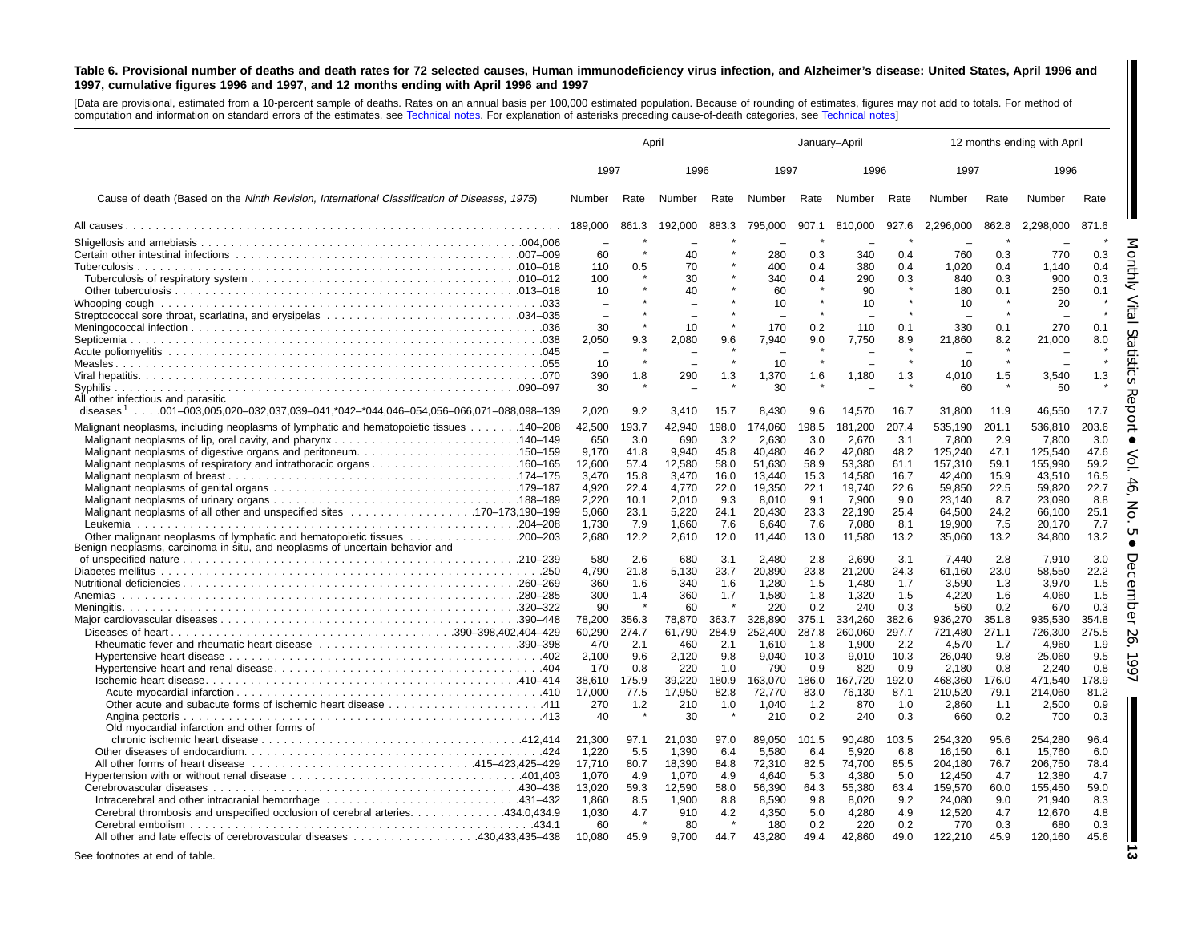**Table 6. Provisional number of deaths and death rates for 72 selected causes, Human immunodeficiency virus infection, and Alzheimer's disease: United States, April 1996 and 1997, cumulative figures 1996 and 1997, and 12 months ending with April 1996 and 1997**

[Data are provisional, estimated from a 10-percent sample of deaths. Rates on an annual basis per 100,000 estimated population. Because of rounding of estimates, figures may not add to totals. For method of computation and information on standard errors of the estimates, see Technical notes. For explanation of asterisks preceding cause-of-death categories, see Technical notes]

| Cause of death (Based on the *Ninth Revision, International Classification of Diseases, 1975*) | April | | | | January–April | | | | 12 months ending with April | | | |
|---|---|---|---|---|---|---|---|---|---|---|---|---|
| | 1997 | | 1996 | | 1997 | | 1996 | | 1997 | | 1996 | |
| | Number | Rate | Number | Rate | Number | Rate | Number | Rate | Number | Rate | Number | Rate |
| All causes | 189,000 | 861.3 | 192,000 | 883.3 | 795,000 | 907.1 | 810,000 | 927.6 | 2,296,000 | 862.8 | 2,298,000 | 871.6 |
| Shigellosis and amebiasis .004,006 | – | * | – | * | – | * | – | * | – | * | – | * |
| Certain other intestinal infections .007–009 | 60 | * | 40 | * | 280 | 0.3 | 340 | 0.4 | 760 | 0.3 | 770 | 0.3 |
| Tuberculosis .010–018 | 110 | 0.5 | 70 | * | 400 | 0.4 | 380 | 0.4 | 1,020 | 0.4 | 1,140 | 0.4 |
| Tuberculosis of respiratory system .010–012 | 100 | * | 30 | * | 340 | 0.4 | 290 | 0.3 | 840 | 0.3 | 900 | 0.3 |
| Other tuberculosis .013–018 | 10 | * | 40 | * | 60 | * | 90 | * | 180 | 0.1 | 250 | 0.1 |
| Whooping cough .033 | – | * | – | * | 10 | * | 10 | * | 10 | * | 20 | * |
| Streptococcal sore throat, scarlatina, and erysipelas .034–035 | – | * | – | * | – | * | – | * | – | * | – | * |
| Meningococcal infection .036 | 30 | * | 10 | * | 170 | 0.2 | 110 | 0.1 | 330 | 0.1 | 270 | 0.1 |
| Septicemia .038 | 2,050 | 9.3 | 2,080 | 9.6 | 7,940 | 9.0 | 7,750 | 8.9 | 21,860 | 8.2 | 21,000 | 8.0 |
| Acute poliomyelitis .045 | – | * | – | * | – | * | – | * | – | * | – | * |
| Measles .055 | 10 | * | – | * | 10 | * | – | * | 10 | * | – | * |
| Viral hepatitis .070 | 390 | 1.8 | 290 | 1.3 | 1,370 | 1.6 | 1,180 | 1.3 | 4,010 | 1.5 | 3,540 | 1.3 |
| Syphilis .090–097 | 30 | * | – | * | 30 | * | – | * | 60 | * | 50 | * |
| All other infectious and parasitic diseases[1] .001–003,005,020–032,037,039–041,*042–*044,046–054,056–066,071–088,098–139 | 2,020 | 9.2 | 3,410 | 15.7 | 8,430 | 9.6 | 14,570 | 16.7 | 31,800 | 11.9 | 46,550 | 17.7 |
| Malignant neoplasms, including neoplasms of lymphatic and hematopoietic tissues .140–208 | 42,500 | 193.7 | 42,940 | 198.0 | 174,060 | 198.5 | 181,200 | 207.4 | 535,190 | 201.1 | 536,810 | 203.6 |
| Malignant neoplasms of lip, oral cavity, and pharynx .140–149 | 650 | 3.0 | 690 | 3.2 | 2,630 | 3.0 | 2,670 | 3.1 | 7,800 | 2.9 | 7,800 | 3.0 |
| Malignant neoplasms of digestive organs and peritoneum .150–159 | 9,170 | 41.8 | 9,940 | 45.8 | 40,480 | 46.2 | 42,080 | 48.2 | 125,240 | 47.1 | 125,540 | 47.6 |
| Malignant neoplasms of respiratory and intrathoracic organs .160–165 | 12,600 | 57.4 | 12,580 | 58.0 | 51,630 | 58.9 | 53,380 | 61.1 | 157,310 | 59.1 | 155,990 | 59.2 |
| Malignant neoplasm of breast .174–175 | 3,470 | 15.8 | 3,470 | 16.0 | 13,440 | 15.3 | 14,580 | 16.7 | 42,400 | 15.9 | 43,510 | 16.5 |
| Malignant neoplasms of genital organs .179–187 | 4,920 | 22.4 | 4,770 | 22.0 | 19,350 | 22.1 | 19,740 | 22.6 | 59,850 | 22.5 | 59,820 | 22.7 |
| Malignant neoplasms of urinary organs .188–189 | 2,220 | 10.1 | 2,010 | 9.3 | 8,010 | 9.1 | 7,900 | 9.0 | 23,140 | 8.7 | 23,090 | 8.8 |
| Malignant neoplasms of all other and unspecified sites .170–173,190–199 | 5,060 | 23.1 | 5,220 | 24.1 | 20,430 | 23.3 | 22,190 | 25.4 | 64,500 | 24.2 | 66,100 | 25.1 |
| Leukemia .204–208 | 1,730 | 7.9 | 1,660 | 7.6 | 6,640 | 7.6 | 7,080 | 8.1 | 19,900 | 7.5 | 20,170 | 7.7 |
| Other malignant neoplasms of lymphatic and hematopoietic tissues .200–203 | 2,680 | 12.2 | 2,610 | 12.0 | 11,440 | 13.0 | 11,580 | 13.2 | 35,060 | 13.2 | 34,800 | 13.2 |
| Benign neoplasms, carcinoma in situ, and neoplasms of uncertain behavior and of unspecified nature .210–239 | 580 | 2.6 | 680 | 3.1 | 2,480 | 2.8 | 2,690 | 3.1 | 7,440 | 2.8 | 7,910 | 3.0 |
| Diabetes mellitus .250 | 4,790 | 21.8 | 5,130 | 23.7 | 20,890 | 23.8 | 21,200 | 24.3 | 61,160 | 23.0 | 58,550 | 22.2 |
| Nutritional deficiencies .260–269 | 360 | 1.6 | 340 | 1.6 | 1,280 | 1.5 | 1,480 | 1.7 | 3,590 | 1.3 | 3,970 | 1.5 |
| Anemias .280–285 | 300 | 1.4 | 360 | 1.7 | 1,580 | 1.8 | 1,320 | 1.5 | 4,220 | 1.6 | 4,060 | 1.5 |
| Meningitis .320–322 | 90 | * | 60 | * | 220 | 0.2 | 240 | 0.3 | 560 | 0.2 | 670 | 0.3 |
| Major cardiovascular diseases .390–448 | 78,200 | 356.3 | 78,870 | 363.7 | 328,890 | 375.1 | 334,260 | 382.6 | 936,270 | 351.8 | 935,530 | 354.8 |
| Diseases of heart .390–398,402,404–429 | 60,290 | 274.7 | 61,790 | 284.9 | 252,400 | 287.8 | 260,060 | 297.7 | 721,480 | 271.1 | 726,300 | 275.5 |
| Rheumatic fever and rheumatic heart disease .390–398 | 470 | 2.1 | 460 | 2.1 | 1,610 | 1.8 | 1,900 | 2.2 | 4,570 | 1.7 | 4,960 | 1.9 |
| Hypertensive heart disease .402 | 2,100 | 9.6 | 2,120 | 9.8 | 9,040 | 10.3 | 9,010 | 10.3 | 26,040 | 9.8 | 25,060 | 9.5 |
| Hypertensive heart and renal disease .404 | 170 | 0.8 | 220 | 1.0 | 790 | 0.9 | 820 | 0.9 | 2,180 | 0.8 | 2,240 | 0.8 |
| Ischemic heart disease .410–414 | 38,610 | 175.9 | 39,220 | 180.9 | 163,070 | 186.0 | 167,720 | 192.0 | 468,360 | 176.0 | 471,540 | 178.9 |
| Acute myocardial infarction .410 | 17,000 | 77.5 | 17,950 | 82.8 | 72,770 | 83.0 | 76,130 | 87.1 | 210,520 | 79.1 | 214,060 | 81.2 |
| Other acute and subacute forms of ischemic heart disease .411 | 270 | 1.2 | 210 | 1.0 | 1,040 | 1.2 | 870 | 1.0 | 2,860 | 1.1 | 2,500 | 0.9 |
| Angina pectoris .413 | 40 | * | 30 | * | 210 | 0.2 | 240 | 0.3 | 660 | 0.2 | 700 | 0.3 |
| Old myocardial infarction and other forms of chronic ischemic heart disease .412,414 | 21,300 | 97.1 | 21,030 | 97.0 | 89,050 | 101.5 | 90,480 | 103.5 | 254,320 | 95.6 | 254,280 | 96.4 |
| Other diseases of endocardium .424 | 1,220 | 5.5 | 1,390 | 6.4 | 5,580 | 6.4 | 5,920 | 6.8 | 16,150 | 6.1 | 15,760 | 6.0 |
| All other forms of heart disease .415–423,425–429 | 17,710 | 80.7 | 18,390 | 84.8 | 72,310 | 82.5 | 74,700 | 85.5 | 204,180 | 76.7 | 206,750 | 78.4 |
| Hypertension with or without renal disease .401,403 | 1,070 | 4.9 | 1,070 | 4.9 | 4,640 | 5.3 | 4,380 | 5.0 | 12,450 | 4.7 | 12,380 | 4.7 |
| Cerebrovascular diseases .430–438 | 13,020 | 59.3 | 12,590 | 58.0 | 56,390 | 64.3 | 55,380 | 63.4 | 159,570 | 60.0 | 155,450 | 59.0 |
| Intracerebral and other intracranial hemorrhage .431–432 | 1,860 | 8.5 | 1,900 | 8.8 | 8,590 | 9.8 | 8,020 | 9.2 | 24,080 | 9.0 | 21,940 | 8.3 |
| Cerebral thrombosis and unspecified occlusion of cerebral arteries .434.0,434.9 | 1,030 | 4.7 | 910 | 4.2 | 4,350 | 5.0 | 4,280 | 4.9 | 12,520 | 4.7 | 12,670 | 4.8 |
| Cerebral embolism .434.1 | 60 | * | 80 | * | 180 | 0.2 | 220 | 0.2 | 770 | 0.3 | 680 | 0.3 |
| All other and late effects of cerebrovascular diseases .430,433,435–438 | 10,080 | 45.9 | 9,700 | 44.7 | 43,280 | 49.4 | 42,860 | 49.0 | 122,210 | 45.9 | 120,160 | 45.6 |

See footnotes at end of table.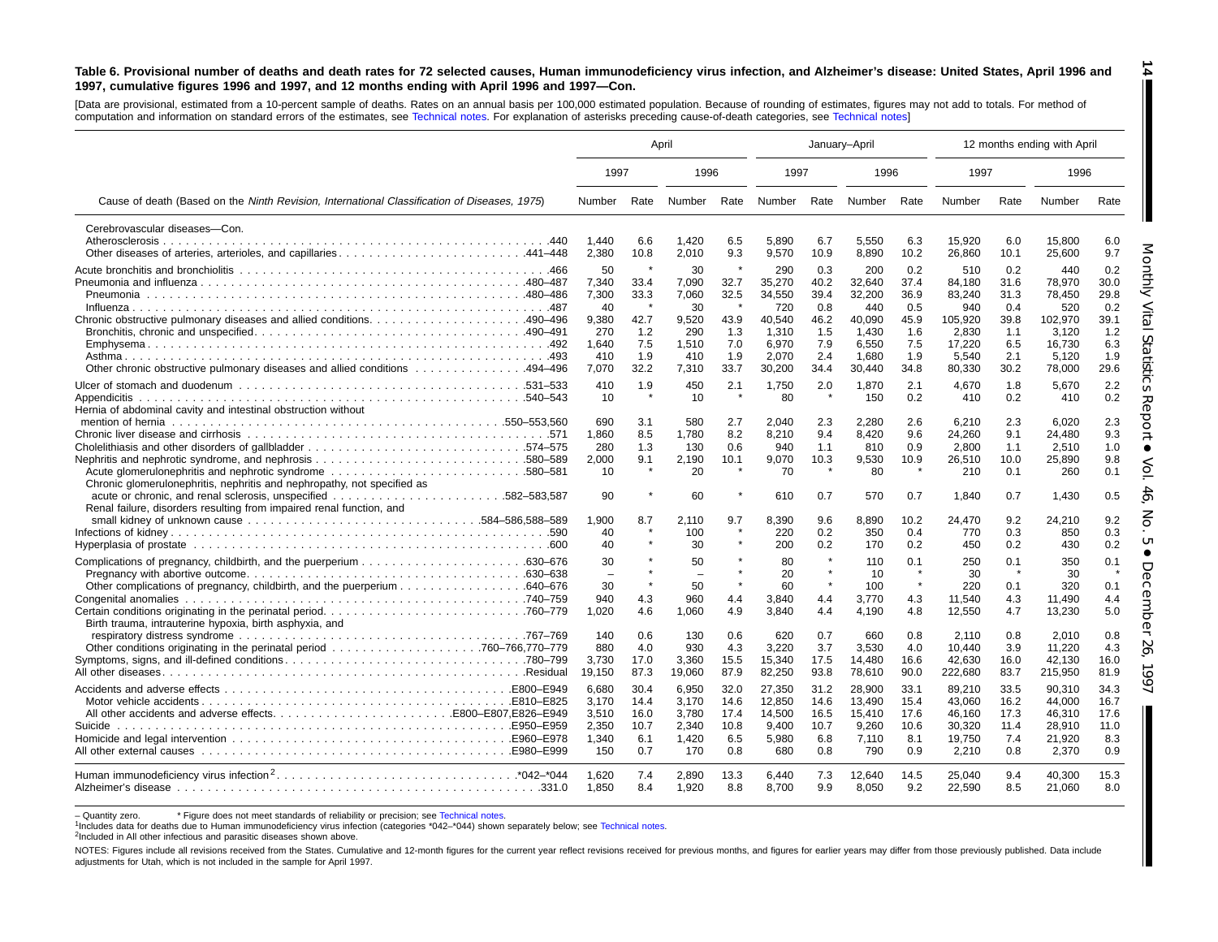**Table 6. Provisional number of deaths and death rates for 72 selected causes, Human immunodeficiency virus infection, and Alzheimer's disease: United States, April 1996 and 1997, cumulative figures 1996 and 1997, and 12 months ending with April 1996 and 1997—Con.**

[Data are provisional, estimated from a 10-percent sample of deaths. Rates on an annual basis per 100,000 estimated population. Because of rounding of estimates, figures may not add to totals. For method of computation and information on standard errors of the estimates, see Technical notes. For explanation of asterisks preceding cause-of-death categories, see Technical notes]

| Cause of death (Based on the *Ninth Revision, International Classification of Diseases, 1975*) | April | | | | January–April | | | | 12 months ending with April | | | |
|---|---|---|---|---|---|---|---|---|---|---|---|---|
| | 1997 | | 1996 | | 1997 | | 1996 | | 1997 | | 1996 | |
| | Number | Rate | Number | Rate | Number | Rate | Number | Rate | Number | Rate | Number | Rate |
| Cerebrovascular diseases—Con. | | | | | | | | | | | | |
| Atherosclerosis .440 | 1,440 | 6.6 | 1,420 | 6.5 | 5,890 | 6.7 | 5,550 | 6.3 | 15,920 | 6.0 | 15,800 | 6.0 |
| Other diseases of arteries, arterioles, and capillaries .441–448 | 2,380 | 10.8 | 2,010 | 9.3 | 9,570 | 10.9 | 8,890 | 10.2 | 26,860 | 10.1 | 25,600 | 9.7 |
| Acute bronchitis and bronchiolitis .466 | 50 | * | 30 | * | 290 | 0.3 | 200 | 0.2 | 510 | 0.2 | 440 | 0.2 |
| Pneumonia and influenza .480–487 | 7,340 | 33.4 | 7,090 | 32.7 | 35,270 | 40.2 | 32,640 | 37.4 | 84,180 | 31.6 | 78,970 | 30.0 |
| Pneumonia .480–486 | 7,300 | 33.3 | 7,060 | 32.5 | 34,550 | 39.4 | 32,200 | 36.9 | 83,240 | 31.3 | 78,450 | 29.8 |
| Influenza .487 | 40 | * | 30 | * | 720 | 0.8 | 440 | 0.5 | 940 | 0.4 | 520 | 0.2 |
| Chronic obstructive pulmonary diseases and allied conditions .490–496 | 9,380 | 42.7 | 9,520 | 43.9 | 40,540 | 46.2 | 40,090 | 45.9 | 105,920 | 39.8 | 102,970 | 39.1 |
| Bronchitis, chronic and unspecified .490–491 | 270 | 1.2 | 290 | 1.3 | 1,310 | 1.5 | 1,430 | 1.6 | 2,830 | 1.1 | 3,120 | 1.2 |
| Emphysema .492 | 1,640 | 7.5 | 1,510 | 7.0 | 6,970 | 7.9 | 6,550 | 7.5 | 17,220 | 6.5 | 16,730 | 6.3 |
| Asthma .493 | 410 | 1.9 | 410 | 1.9 | 2,070 | 2.4 | 1,680 | 1.9 | 5,540 | 2.1 | 5,120 | 1.9 |
| Other chronic obstructive pulmonary diseases and allied conditions .494–496 | 7,070 | 32.2 | 7,310 | 33.7 | 30,200 | 34.4 | 30,440 | 34.8 | 80,330 | 30.2 | 78,000 | 29.6 |
| Ulcer of stomach and duodenum .531–533 | 410 | 1.9 | 450 | 2.1 | 1,750 | 2.0 | 1,870 | 2.1 | 4,670 | 1.8 | 5,670 | 2.2 |
| Appendicitis .540–543 | 10 | * | 10 | * | 80 | * | 150 | 0.2 | 410 | 0.2 | 410 | 0.2 |
| Hernia of abdominal cavity and intestinal obstruction without mention of hernia .550–553,560 | 690 | 3.1 | 580 | 2.7 | 2,040 | 2.3 | 2,280 | 2.6 | 6,210 | 2.3 | 6,020 | 2.3 |
| Chronic liver disease and cirrhosis .571 | 1,860 | 8.5 | 1,780 | 8.2 | 8,210 | 9.4 | 8,420 | 9.6 | 24,260 | 9.1 | 24,480 | 9.3 |
| Cholelithiasis and other disorders of gallbladder .574–575 | 280 | 1.3 | 130 | 0.6 | 940 | 1.1 | 810 | 0.9 | 2,800 | 1.1 | 2,510 | 1.0 |
| Nephritis, nephrotic syndrome, and nephrosis .580–589 | 2,000 | 9.1 | 2,190 | 10.1 | 9,070 | 10.3 | 9,530 | 10.9 | 26,510 | 10.0 | 25,890 | 9.8 |
| Acute glomerulonephritis and nephrotic syndrome .580–581 | 10 | * | 20 | * | 70 | * | 80 | * | 210 | 0.1 | 260 | 0.1 |
| Chronic glomerulonephritis, nephritis and nephropathy, not specified as acute or chronic, and renal sclerosis, unspecified .582–583,587 | 90 | * | 60 | * | 610 | 0.7 | 570 | 0.7 | 1,840 | 0.7 | 1,430 | 0.5 |
| Renal failure, disorders resulting from impaired renal function, and small kidney of unknown cause .584–586,588–589 | 1,900 | 8.7 | 2,110 | 9.7 | 8,390 | 9.6 | 8,890 | 10.2 | 24,470 | 9.2 | 24,210 | 9.2 |
| Infections of kidney .590 | 40 | * | 100 | * | 220 | 0.2 | 350 | 0.4 | 770 | 0.3 | 850 | 0.3 |
| Hyperplasia of prostate .600 | 40 | * | 30 | * | 200 | 0.2 | 170 | 0.2 | 450 | 0.2 | 430 | 0.2 |
| Complications of pregnancy, childbirth, and the puerperium .630–676 | 30 | * | 50 | * | 80 | * | 110 | 0.1 | 250 | 0.1 | 350 | 0.1 |
| Pregnancy with abortive outcome .630–638 | – | * | – | * | 20 | * | 10 | * | 30 | * | 30 | * |
| Other complications of pregnancy, childbirth, and the puerperium .640–676 | 30 | * | 50 | * | 60 | * | 100 | * | 220 | 0.1 | 320 | 0.1 |
| Congenital anomalies .740–759 | 940 | 4.3 | 960 | 4.4 | 3,840 | 4.4 | 3,770 | 4.3 | 11,540 | 4.3 | 11,490 | 4.4 |
| Certain conditions originating in the perinatal period .760–779 | 1,020 | 4.6 | 1,060 | 4.9 | 3,840 | 4.4 | 4,190 | 4.8 | 12,550 | 4.7 | 13,230 | 5.0 |
| Birth trauma, intrauterine hypoxia, birth asphyxia, and respiratory distress syndrome .767–769 | 140 | 0.6 | 130 | 0.6 | 620 | 0.7 | 660 | 0.8 | 2,110 | 0.8 | 2,010 | 0.8 |
| Other conditions originating in the perinatal period .760–766,770–779 | 880 | 4.0 | 930 | 4.3 | 3,220 | 3.7 | 3,530 | 4.0 | 10,440 | 3.9 | 11,220 | 4.3 |
| Symptoms, signs, and ill-defined conditions .780–799 | 3,730 | 17.0 | 3,360 | 15.5 | 15,340 | 17.5 | 14,480 | 16.6 | 42,630 | 16.0 | 42,130 | 16.0 |
| All other diseases .Residual | 19,150 | 87.3 | 19,060 | 87.9 | 82,250 | 93.8 | 78,610 | 90.0 | 222,680 | 83.7 | 215,950 | 81.9 |
| Accidents and adverse effects .E800–E949 | 6,680 | 30.4 | 6,950 | 32.0 | 27,350 | 31.2 | 28,900 | 33.1 | 89,210 | 33.5 | 90,310 | 34.3 |
| Motor vehicle accidents .E810–E825 | 3,170 | 14.4 | 3,170 | 14.6 | 12,850 | 14.6 | 13,490 | 15.4 | 43,060 | 16.2 | 44,000 | 16.7 |
| All other accidents and adverse effects .E800–E807,E826–E949 | 3,510 | 16.0 | 3,780 | 17.4 | 14,500 | 16.5 | 15,410 | 17.6 | 46,160 | 17.3 | 46,310 | 17.6 |
| Suicide .E950–E959 | 2,350 | 10.7 | 2,340 | 10.8 | 9,400 | 10.7 | 9,260 | 10.6 | 30,320 | 11.4 | 28,910 | 11.0 |
| Homicide and legal intervention .E960–E978 | 1,340 | 6.1 | 1,420 | 6.5 | 5,980 | 6.8 | 7,110 | 8.1 | 19,750 | 7.4 | 21,920 | 8.3 |
| All other external causes .E980–E999 | 150 | 0.7 | 170 | 0.8 | 680 | 0.8 | 790 | 0.9 | 2,210 | 0.8 | 2,370 | 0.9 |
| Human immunodeficiency virus infection[2] .*042–*044 | 1,620 | 7.4 | 2,890 | 13.3 | 6,440 | 7.3 | 12,640 | 14.5 | 25,040 | 9.4 | 40,300 | 15.3 |
| Alzheimer's disease .331.0 | 1,850 | 8.4 | 1,920 | 8.8 | 8,700 | 9.9 | 8,050 | 9.2 | 22,590 | 8.5 | 21,060 | 8.0 |

– Quantity zero. * Figure does not meet standards of reliability or precision; see Technical notes.

[1]Includes data for deaths due to Human immunodeficiency virus infection (categories *042–*044) shown separately below; see Technical notes.

[2]Included in All other infectious and parasitic diseases shown above.

NOTES: Figures include all revisions received from the States. Cumulative and 12-month figures for the current year reflect revisions received for previous months, and figures for earlier years may differ from those previously published. Data include adjustments for Utah, which is not included in the sample for April 1997.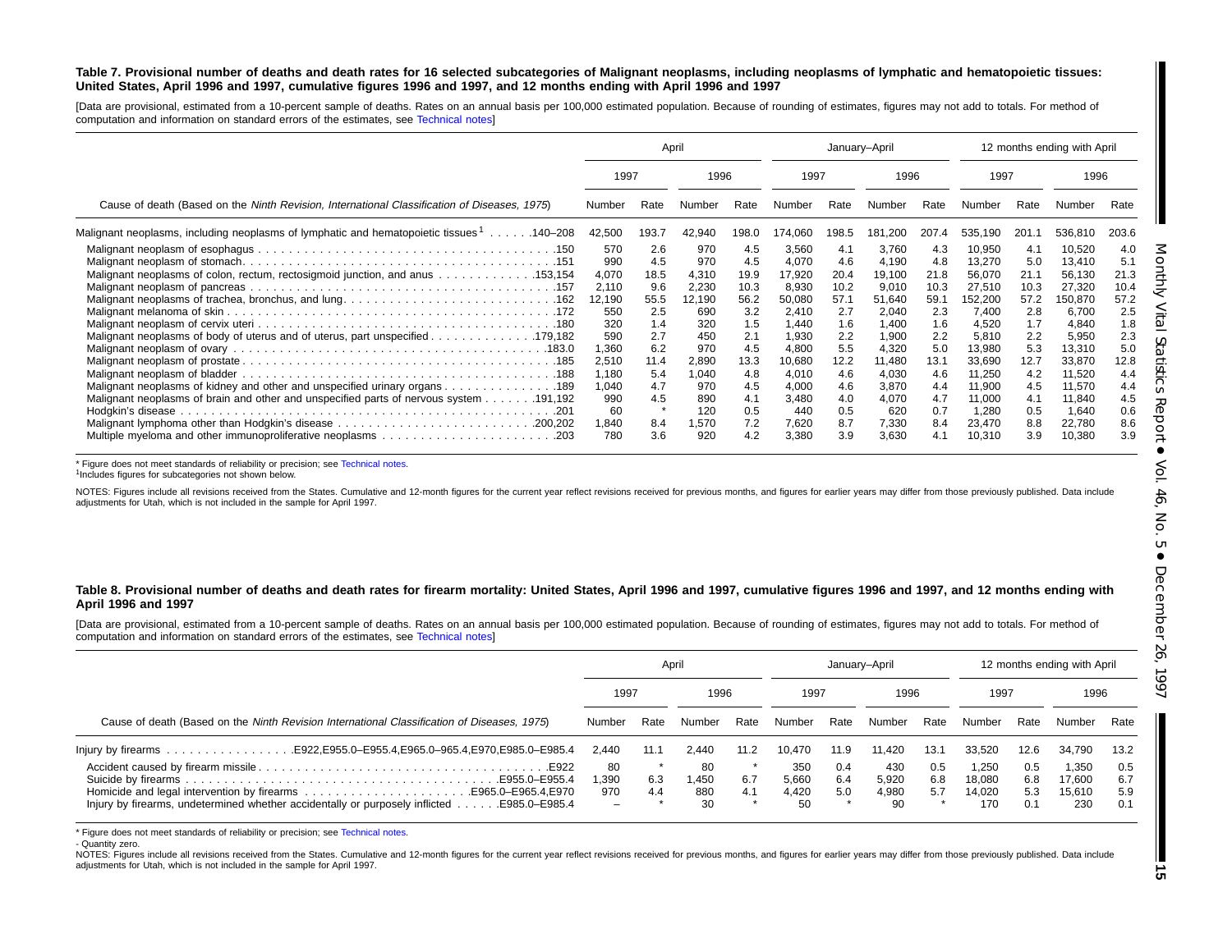**Table 7. Provisional number of deaths and death rates for 16 selected subcategories of Malignant neoplasms, including neoplasms of lymphatic and hematopoietic tissues: United States, April 1996 and 1997, cumulative figures 1996 and 1997, and 12 months ending with April 1996 and 1997**

[Data are provisional, estimated from a 10-percent sample of deaths. Rates on an annual basis per 100,000 estimated population. Because of rounding of estimates, figures may not add to totals. For method of computation and information on standard errors of the estimates, see Technical notes]

| Cause of death (Based on the *Ninth Revision, International Classification of Diseases, 1975*) | April | | | | January–April | | | | 12 months ending with April | | | |
|---|---|---|---|---|---|---|---|---|---|---|---|---|
| | 1997 | | 1996 | | 1997 | | 1996 | | 1997 | | 1996 | |
| | Number | Rate | Number | Rate | Number | Rate | Number | Rate | Number | Rate | Number | Rate |
| Malignant neoplasms, including neoplasms of lymphatic and hematopoietic tissues[1] . . . . . .140–208 | 42,500 | 193.7 | 42,940 | 198.0 | 174,060 | 198.5 | 181,200 | 207.4 | 535,190 | 201.1 | 536,810 | 203.6 |
| Malignant neoplasm of esophagus . . . . . .150 | 570 | 2.6 | 970 | 4.5 | 3,560 | 4.1 | 3,760 | 4.3 | 10,950 | 4.1 | 10,520 | 4.0 |
| Malignant neoplasm of stomach. . . . . .151 | 990 | 4.5 | 970 | 4.5 | 4,070 | 4.6 | 4,190 | 4.8 | 13,270 | 5.0 | 13,410 | 5.1 |
| Malignant neoplasms of colon, rectum, rectosigmoid junction, and anus . . . . . .153,154 | 4,070 | 18.5 | 4,310 | 19.9 | 17,920 | 20.4 | 19,100 | 21.8 | 56,070 | 21.1 | 56,130 | 21.3 |
| Malignant neoplasm of pancreas . . . . . .157 | 2,110 | 9.6 | 2,230 | 10.3 | 8,930 | 10.2 | 9,010 | 10.3 | 27,510 | 10.3 | 27,320 | 10.4 |
| Malignant neoplasms of trachea, bronchus, and lung. . . . . .162 | 12,190 | 55.5 | 12,190 | 56.2 | 50,080 | 57.1 | 51,640 | 59.1 | 152,200 | 57.2 | 150,870 | 57.2 |
| Malignant melanoma of skin . . . . . .172 | 550 | 2.5 | 690 | 3.2 | 2,410 | 2.7 | 2,040 | 2.3 | 7,400 | 2.8 | 6,700 | 2.5 |
| Malignant neoplasm of cervix uteri . . . . . .180 | 320 | 1.4 | 320 | 1.5 | 1,440 | 1.6 | 1,400 | 1.6 | 4,520 | 1.7 | 4,840 | 1.8 |
| Malignant neoplasms of body of uterus and of uterus, part unspecified . . . . . .179,182 | 590 | 2.7 | 450 | 2.1 | 1,930 | 2.2 | 1,900 | 2.2 | 5,810 | 2.2 | 5,950 | 2.3 |
| Malignant neoplasm of ovary . . . . . .183.0 | 1,360 | 6.2 | 970 | 4.5 | 4,800 | 5.5 | 4,320 | 5.0 | 13,980 | 5.3 | 13,310 | 5.0 |
| Malignant neoplasm of prostate . . . . . .185 | 2,510 | 11.4 | 2,890 | 13.3 | 10,680 | 12.2 | 11,480 | 13.1 | 33,690 | 12.7 | 33,870 | 12.8 |
| Malignant neoplasm of bladder . . . . . .188 | 1,180 | 5.4 | 1,040 | 4.8 | 4,010 | 4.6 | 4,030 | 4.6 | 11,250 | 4.2 | 11,520 | 4.4 |
| Malignant neoplasms of kidney and other and unspecified urinary organs . . . . . .189 | 1,040 | 4.7 | 970 | 4.5 | 4,000 | 4.6 | 3,870 | 4.4 | 11,900 | 4.5 | 11,570 | 4.4 |
| Malignant neoplasms of brain and other and unspecified parts of nervous system . . . . . .191,192 | 990 | 4.5 | 890 | 4.1 | 3,480 | 4.0 | 4,070 | 4.7 | 11,000 | 4.1 | 11,840 | 4.5 |
| Hodgkin's disease . . . . . .201 | 60 | * | 120 | 0.5 | 440 | 0.5 | 620 | 0.7 | 1,280 | 0.5 | 1,640 | 0.6 |
| Malignant lymphoma other than Hodgkin's disease . . . . . .200,202 | 1,840 | 8.4 | 1,570 | 7.2 | 7,620 | 8.7 | 7,330 | 8.4 | 23,470 | 8.8 | 22,780 | 8.6 |
| Multiple myeloma and other immunoproliferative neoplasms . . . . . .203 | 780 | 3.6 | 920 | 4.2 | 3,380 | 3.9 | 3,630 | 4.1 | 10,310 | 3.9 | 10,380 | 3.9 |

* Figure does not meet standards of reliability or precision; see Technical notes.
[1]Includes figures for subcategories not shown below.

NOTES: Figures include all revisions received from the States. Cumulative and 12-month figures for the current year reflect revisions received for previous months, and figures for earlier years may differ from those previously published. Data include adjustments for Utah, which is not included in the sample for April 1997.

**Table 8. Provisional number of deaths and death rates for firearm mortality: United States, April 1996 and 1997, cumulative figures 1996 and 1997, and 12 months ending with April 1996 and 1997**

[Data are provisional, estimated from a 10-percent sample of deaths. Rates on an annual basis per 100,000 estimated population. Because of rounding of estimates, figures may not add to totals. For method of computation and information on standard errors of the estimates, see Technical notes]

| Cause of death (Based on the *Ninth Revision International Classification of Diseases, 1975*) | April | | | | January–April | | | | 12 months ending with April | | | |
|---|---|---|---|---|---|---|---|---|---|---|---|---|
| | 1997 | | 1996 | | 1997 | | 1996 | | 1997 | | 1996 | |
| | Number | Rate | Number | Rate | Number | Rate | Number | Rate | Number | Rate | Number | Rate |
| Injury by firearms . . . . . .E922,E955.0–E955.4,E965.0–965.4,E970,E985.0–E985.4 | 2,440 | 11.1 | 2,440 | 11.2 | 10,470 | 11.9 | 11,420 | 13.1 | 33,520 | 12.6 | 34,790 | 13.2 |
| Accident caused by firearm missile . . . . . .E922 | 80 | * | 80 | * | 350 | 0.4 | 430 | 0.5 | 1,250 | 0.5 | 1,350 | 0.5 |
| Suicide by firearms . . . . . .E955.0–E955.4 | 1,390 | 6.3 | 1,450 | 6.7 | 5,660 | 6.4 | 5,920 | 6.8 | 18,080 | 6.8 | 17,600 | 6.7 |
| Homicide and legal intervention by firearms . . . . . .E965.0–E965.4,E970 | 970 | 4.4 | 880 | 4.1 | 4,420 | 5.0 | 4,980 | 5.7 | 14,020 | 5.3 | 15,610 | 5.9 |
| Injury by firearms, undetermined whether accidentally or purposely inflicted . . . . . .E985.0–E985.4 | – | * | 30 | * | 50 | * | 90 | * | 170 | 0.1 | 230 | 0.1 |

* Figure does not meet standards of reliability or precision; see Technical notes.
- Quantity zero.
NOTES: Figures include all revisions received from the States. Cumulative and 12-month figures for the current year reflect revisions received for previous months, and figures for earlier years may differ from those previously published. Data include adjustments for Utah, which is not included in the sample for April 1997.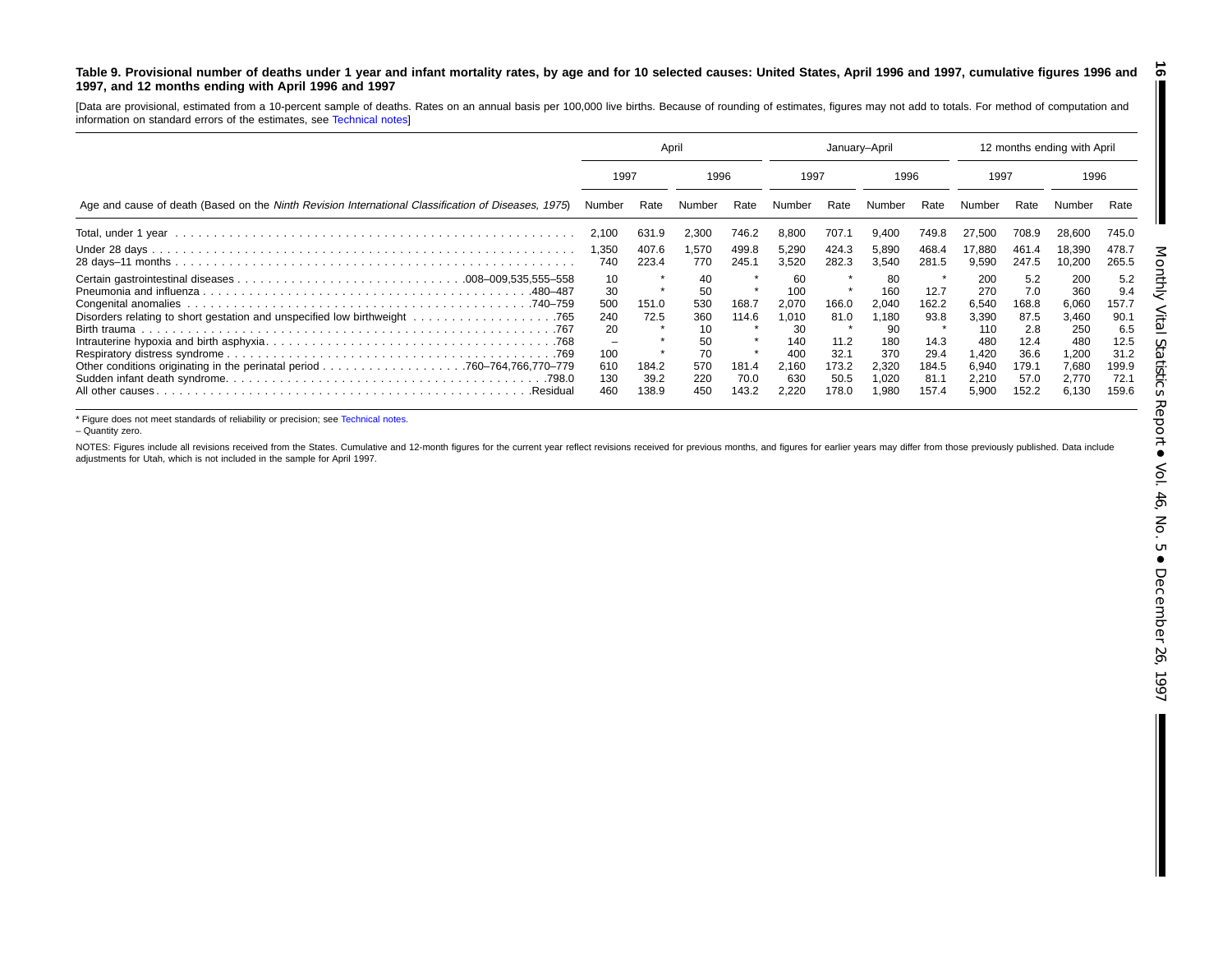**Table 9. Provisional number of deaths under 1 year and infant mortality rates, by age and for 10 selected causes: United States, April 1996 and 1997, cumulative figures 1996 and 1997, and 12 months ending with April 1996 and 1997**

[Data are provisional, estimated from a 10-percent sample of deaths. Rates on an annual basis per 100,000 live births. Because of rounding of estimates, figures may not add to totals. For method of computation and information on standard errors of the estimates, see Technical notes]

| Age and cause of death (Based on the *Ninth Revision International Classification of Diseases, 1975*) | April | | | | January–April | | | | 12 months ending with April | | | |
|---|---|---|---|---|---|---|---|---|---|---|---|---|
| | 1997 | | 1996 | | 1997 | | 1996 | | 1997 | | 1996 | |
| | Number | Rate | Number | Rate | Number | Rate | Number | Rate | Number | Rate | Number | Rate |
| Total, under 1 year | 2,100 | 631.9 | 2,300 | 746.2 | 8,800 | 707.1 | 9,400 | 749.8 | 27,500 | 708.9 | 28,600 | 745.0 |
| Under 28 days | 1,350 | 407.6 | 1,570 | 499.8 | 5,290 | 424.3 | 5,890 | 468.4 | 17,880 | 461.4 | 18,390 | 478.7 |
| 28 days–11 months | 740 | 223.4 | 770 | 245.1 | 3,520 | 282.3 | 3,540 | 281.5 | 9,590 | 247.5 | 10,200 | 265.5 |
| Certain gastrointestinal diseases .008–009,535,555–558 | 10 | * | 40 | * | 60 | * | 80 | * | 200 | 5.2 | 200 | 5.2 |
| Pneumonia and influenza .480–487 | 30 | * | 50 | * | 100 | * | 160 | 12.7 | 270 | 7.0 | 360 | 9.4 |
| Congenital anomalies .740–759 | 500 | 151.0 | 530 | 168.7 | 2,070 | 166.0 | 2,040 | 162.2 | 6,540 | 168.8 | 6,060 | 157.7 |
| Disorders relating to short gestation and unspecified low birthweight .765 | 240 | 72.5 | 360 | 114.6 | 1,010 | 81.0 | 1,180 | 93.8 | 3,390 | 87.5 | 3,460 | 90.1 |
| Birth trauma .767 | 20 | * | 10 | * | 30 | * | 90 | * | 110 | 2.8 | 250 | 6.5 |
| Intrauterine hypoxia and birth asphyxia .768 | – | * | 50 | * | 140 | 11.2 | 180 | 14.3 | 480 | 12.4 | 480 | 12.5 |
| Respiratory distress syndrome .769 | 100 | * | 70 | * | 400 | 32.1 | 370 | 29.4 | 1,420 | 36.6 | 1,200 | 31.2 |
| Other conditions originating in the perinatal period .760–764,766,770–779 | 610 | 184.2 | 570 | 181.4 | 2,160 | 173.2 | 2,320 | 184.5 | 6,940 | 179.1 | 7,680 | 199.9 |
| Sudden infant death syndrome .798.0 | 130 | 39.2 | 220 | 70.0 | 630 | 50.5 | 1,020 | 81.1 | 2,210 | 57.0 | 2,770 | 72.1 |
| All other causes .Residual | 460 | 138.9 | 450 | 143.2 | 2,220 | 178.0 | 1,980 | 157.4 | 5,900 | 152.2 | 6,130 | 159.6 |

* Figure does not meet standards of reliability or precision; see Technical notes.

– Quantity zero.

NOTES: Figures include all revisions received from the States. Cumulative and 12-month figures for the current year reflect revisions received for previous months, and figures for earlier years may differ from those previously published. Data include adjustments for Utah, which is not included in the sample for April 1997.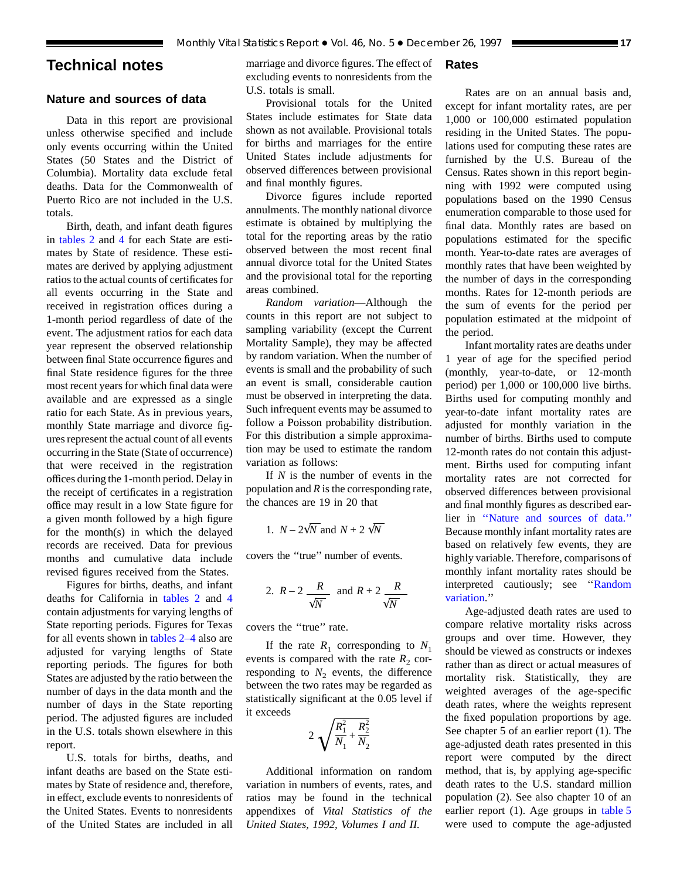# Technical notes

## Nature and sources of data

Data in this report are provisional unless otherwise specified and include only events occurring within the United States (50 States and the District of Columbia). Mortality data exclude fetal deaths. Data for the Commonwealth of Puerto Rico are not included in the U.S. totals.

Birth, death, and infant death figures in tables 2 and 4 for each State are estimates by State of residence. These estimates are derived by applying adjustment ratios to the actual counts of certificates for all events occurring in the State and received in registration offices during a 1-month period regardless of date of the event. The adjustment ratios for each data year represent the observed relationship between final State occurrence figures and final State residence figures for the three most recent years for which final data were available and are expressed as a single ratio for each State. As in previous years, monthly State marriage and divorce figures represent the actual count of all events occurring in the State (State of occurrence) that were received in the registration offices during the 1-month period. Delay in the receipt of certificates in a registration office may result in a low State figure for a given month followed by a high figure for the month(s) in which the delayed records are received. Data for previous months and cumulative data include revised figures received from the States.

Figures for births, deaths, and infant deaths for California in tables 2 and 4 contain adjustments for varying lengths of State reporting periods. Figures for Texas for all events shown in tables 2–4 also are adjusted for varying lengths of State reporting periods. The figures for both States are adjusted by the ratio between the number of days in the data month and the number of days in the State reporting period. The adjusted figures are included in the U.S. totals shown elsewhere in this report.

U.S. totals for births, deaths, and infant deaths are based on the State estimates by State of residence and, therefore, in effect, exclude events to nonresidents of the United States. Events to nonresidents of the United States are included in all marriage and divorce figures. The effect of excluding events to nonresidents from the U.S. totals is small.

Provisional totals for the United States include estimates for State data shown as not available. Provisional totals for births and marriages for the entire United States include adjustments for observed differences between provisional and final monthly figures.

Divorce figures include reported annulments. The monthly national divorce estimate is obtained by multiplying the total for the reporting areas by the ratio observed between the most recent final annual divorce total for the United States and the provisional total for the reporting areas combined.

*Random variation*—Although the counts in this report are not subject to sampling variability (except the Current Mortality Sample), they may be affected by random variation. When the number of events is small and the probability of such an event is small, considerable caution must be observed in interpreting the data. Such infrequent events may be assumed to follow a Poisson probability distribution. For this distribution a simple approximation may be used to estimate the random variation as follows:

If $N$ is the number of events in the population and $R$ is the corresponding rate, the chances are 19 in 20 that

1. $N - 2\sqrt{N}$ and $N + 2\sqrt{N}$

covers the "true" number of events.

2. $R - 2\dfrac{R}{\sqrt{N}}$ and $R + 2\dfrac{R}{\sqrt{N}}$

covers the "true" rate.

If the rate $R_1$ corresponding to $N_1$ events is compared with the rate $R_2$ corresponding to $N_2$ events, the difference between the two rates may be regarded as statistically significant at the 0.05 level if it exceeds

$$2\sqrt{\frac{R_1^2}{N_1} + \frac{R_2^2}{N_2}}$$

Additional information on random variation in numbers of events, rates, and ratios may be found in the technical appendixes of *Vital Statistics of the United States, 1992, Volumes I and II.*

## Rates

Rates are on an annual basis and, except for infant mortality rates, are per 1,000 or 100,000 estimated population residing in the United States. The populations used for computing these rates are furnished by the U.S. Bureau of the Census. Rates shown in this report beginning with 1992 were computed using populations based on the 1990 Census enumeration comparable to those used for final data. Monthly rates are based on populations estimated for the specific month. Year-to-date rates are averages of monthly rates that have been weighted by the number of days in the corresponding months. Rates for 12-month periods are the sum of events for the period per population estimated at the midpoint of the period.

Infant mortality rates are deaths under 1 year of age for the specified period (monthly, year-to-date, or 12-month period) per 1,000 or 100,000 live births. Births used for computing monthly and year-to-date infant mortality rates are adjusted for monthly variation in the number of births. Births used to compute 12-month rates do not contain this adjustment. Births used for computing infant mortality rates are not corrected for observed differences between provisional and final monthly figures as described earlier in "Nature and sources of data." Because monthly infant mortality rates are based on relatively few events, they are highly variable. Therefore, comparisons of monthly infant mortality rates should be interpreted cautiously; see "Random variation."

Age-adjusted death rates are used to compare relative mortality risks across groups and over time. However, they should be viewed as constructs or indexes rather than as direct or actual measures of mortality risk. Statistically, they are weighted averages of the age-specific death rates, where the weights represent the fixed population proportions by age. See chapter 5 of an earlier report (1). The age-adjusted death rates presented in this report were computed by the direct method, that is, by applying age-specific death rates to the U.S. standard million population (2). See also chapter 10 of an earlier report (1). Age groups in table 5 were used to compute the age-adjusted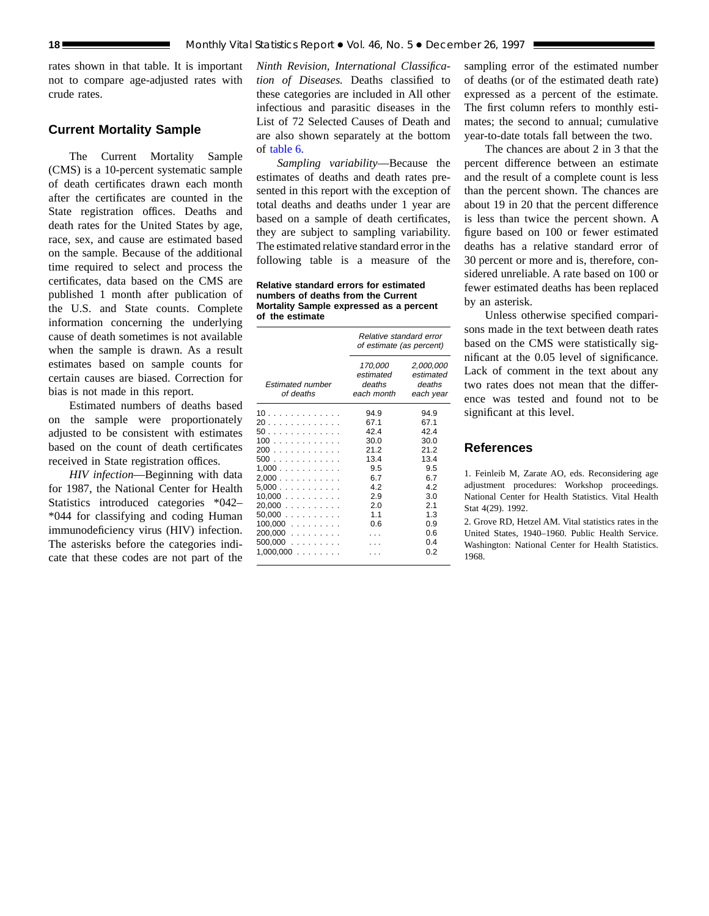rates shown in that table. It is important not to compare age-adjusted rates with crude rates.

## Current Mortality Sample

The Current Mortality Sample (CMS) is a 10-percent systematic sample of death certificates drawn each month after the certificates are counted in the State registration offices. Deaths and death rates for the United States by age, race, sex, and cause are estimated based on the sample. Because of the additional time required to select and process the certificates, data based on the CMS are published 1 month after publication of the U.S. and State counts. Complete information concerning the underlying cause of death sometimes is not available when the sample is drawn. As a result estimates based on sample counts for certain causes are biased. Correction for bias is not made in this report.

Estimated numbers of deaths based on the sample were proportionately adjusted to be consistent with estimates based on the count of death certificates received in State registration offices.

*HIV infection*—Beginning with data for 1987, the National Center for Health Statistics introduced categories *042–*044 for classifying and coding Human immunodeficiency virus (HIV) infection. The asterisks before the categories indicate that these codes are not part of the *Ninth Revision, International Classification of Diseases.* Deaths classified to these categories are included in All other infectious and parasitic diseases in the List of 72 Selected Causes of Death and are also shown separately at the bottom of table 6.

*Sampling variability*—Because the estimates of deaths and death rates presented in this report with the exception of total deaths and deaths under 1 year are based on a sample of death certificates, they are subject to sampling variability. The estimated relative standard error in the following table is a measure of the sampling error of the estimated number of deaths (or of the estimated death rate) expressed as a percent of the estimate. The first column refers to monthly estimates; the second to annual; cumulative year-to-date totals fall between the two.

**Relative standard errors for estimated numbers of deaths from the Current Mortality Sample expressed as a percent of the estimate**

| Estimated number of deaths | Relative standard error of estimate (as percent) | |
|---|---|---|
| | 170,000 estimated deaths each month | 2,000,000 estimated deaths each year |
| 10 | 94.9 | 94.9 |
| 20 | 67.1 | 67.1 |
| 50 | 42.4 | 42.4 |
| 100 | 30.0 | 30.0 |
| 200 | 21.2 | 21.2 |
| 500 | 13.4 | 13.4 |
| 1,000 | 9.5 | 9.5 |
| 2,000 | 6.7 | 6.7 |
| 5,000 | 4.2 | 4.2 |
| 10,000 | 2.9 | 3.0 |
| 20,000 | 2.0 | 2.1 |
| 50,000 | 1.1 | 1.3 |
| 100,000 | 0.6 | 0.9 |
| 200,000 | . . . | 0.6 |
| 500,000 | . . . | 0.4 |
| 1,000,000 | . . . | 0.2 |

The chances are about 2 in 3 that the percent difference between an estimate and the result of a complete count is less than the percent shown. The chances are about 19 in 20 that the percent difference is less than twice the percent shown. A figure based on 100 or fewer estimated deaths has a relative standard error of 30 percent or more and is, therefore, considered unreliable. A rate based on 100 or fewer estimated deaths has been replaced by an asterisk.

Unless otherwise specified comparisons made in the text between death rates based on the CMS were statistically significant at the 0.05 level of significance. Lack of comment in the text about any two rates does not mean that the difference was tested and found not to be significant at this level.

## References

1. Feinleib M, Zarate AO, eds. Reconsidering age adjustment procedures: Workshop proceedings. National Center for Health Statistics. Vital Health Stat 4(29). 1992.

2. Grove RD, Hetzel AM. Vital statistics rates in the United States, 1940–1960. Public Health Service. Washington: National Center for Health Statistics. 1968.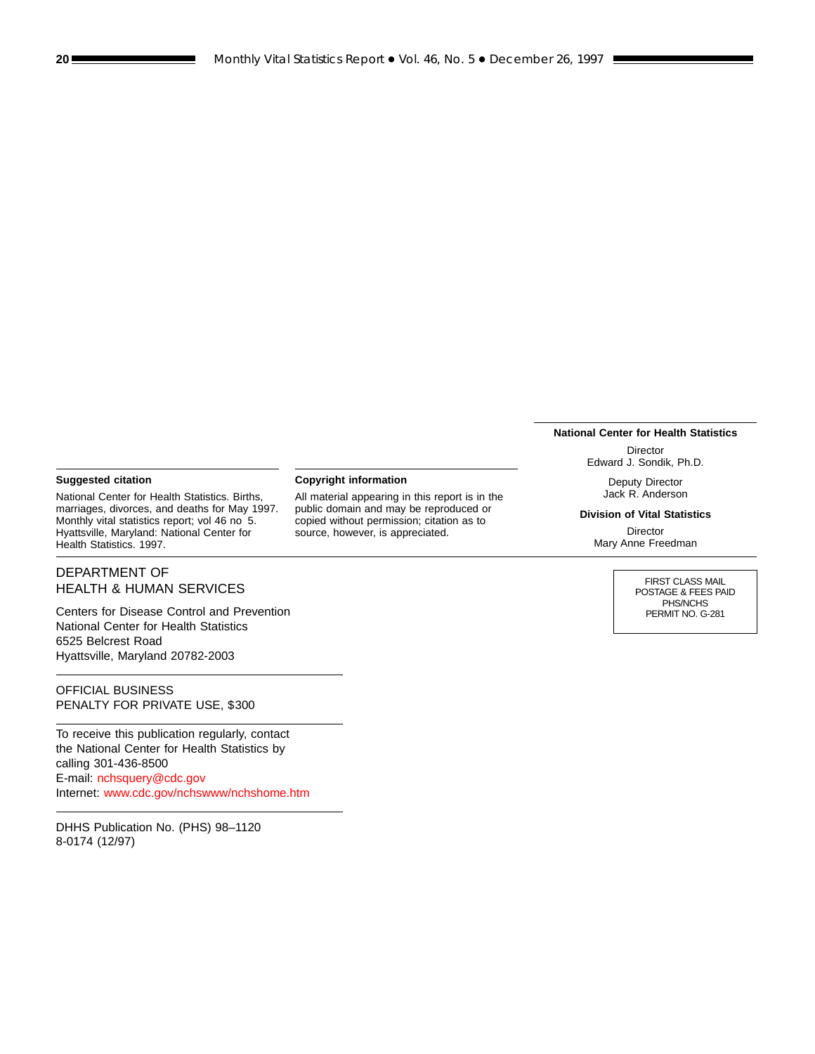**National Center for Health Statistics**

Director
Edward J. Sondik, Ph.D.

Deputy Director
Jack R. Anderson

**Division of Vital Statistics**

Director
Mary Anne Freedman

**Suggested citation**

National Center for Health Statistics. Births, marriages, divorces, and deaths for May 1997. Monthly vital statistics report; vol 46 no 5. Hyattsville, Maryland: National Center for Health Statistics. 1997.

**Copyright information**

All material appearing in this report is in the public domain and may be reproduced or copied without permission; citation as to source, however, is appreciated.

DEPARTMENT OF
HEALTH & HUMAN SERVICES

Centers for Disease Control and Prevention
National Center for Health Statistics
6525 Belcrest Road
Hyattsville, Maryland 20782-2003

FIRST CLASS MAIL
POSTAGE & FEES PAID
PHS/NCHS
PERMIT NO. G-281

OFFICIAL BUSINESS
PENALTY FOR PRIVATE USE, $300

To receive this publication regularly, contact the National Center for Health Statistics by calling 301-436-8500
E-mail: nchsquery@cdc.gov
Internet: www.cdc.gov/nchswww/nchshome.htm

DHHS Publication No. (PHS) 98–1120
8-0174 (12/97)